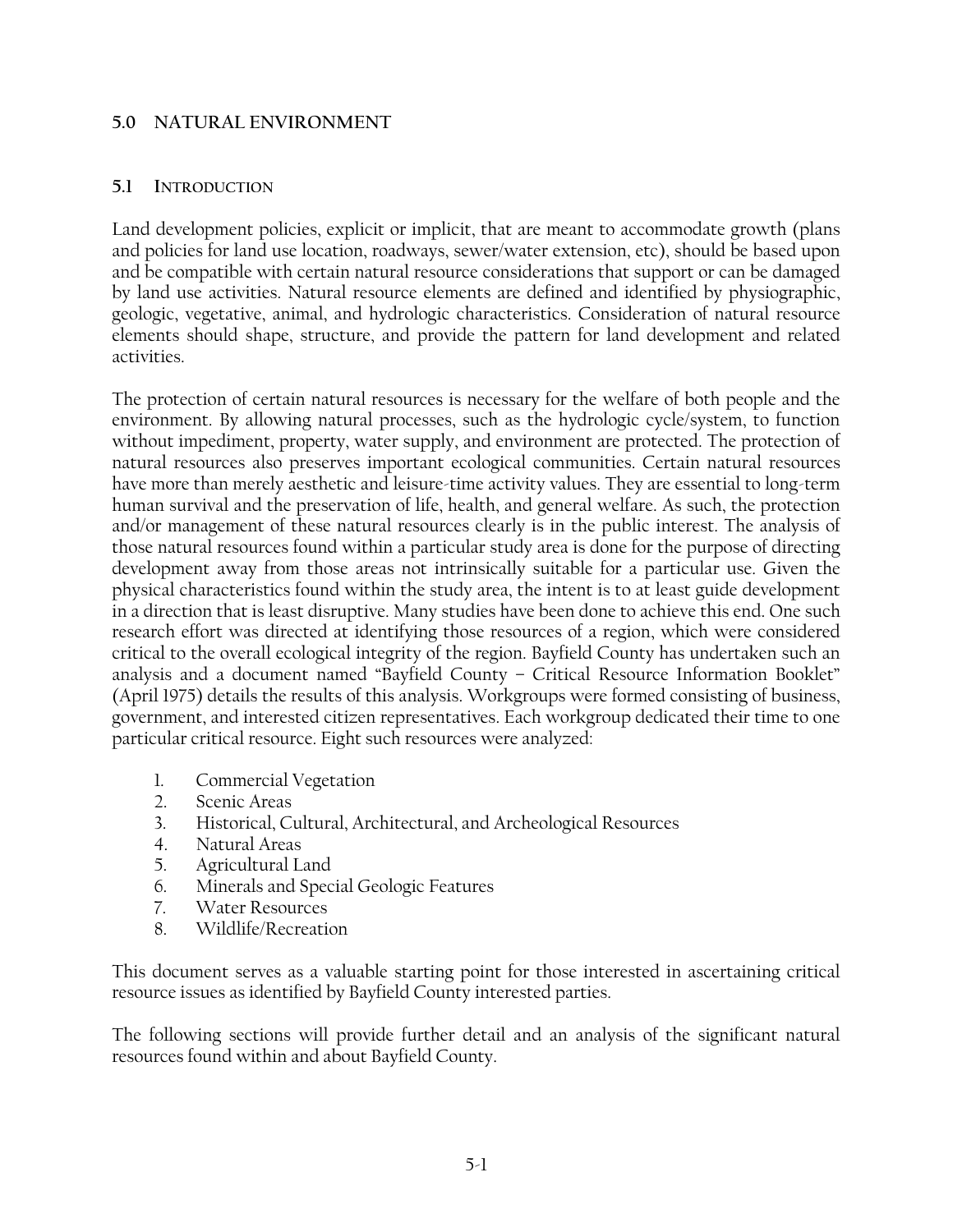# 5.0 NATURAL ENVIRONMENT

## 5.1 INTRODUCTION

Land development policies, explicit or implicit, that are meant to accommodate growth (plans and policies for land use location, roadways, sewer/water extension, etc), should be based upon and be compatible with certain natural resource considerations that support or can be damaged by land use activities. Natural resource elements are defined and identified by physiographic, geologic, vegetative, animal, and hydrologic characteristics. Consideration of natural resource elements should shape, structure, and provide the pattern for land development and related activities.

The protection of certain natural resources is necessary for the welfare of both people and the environment. By allowing natural processes, such as the hydrologic cycle/system, to function without impediment, property, water supply, and environment are protected. The protection of natural resources also preserves important ecological communities. Certain natural resources have more than merely aesthetic and leisure-time activity values. They are essential to long-term human survival and the preservation of life, health, and general welfare. As such, the protection and/or management of these natural resources clearly is in the public interest. The analysis of those natural resources found within a particular study area is done for the purpose of directing development away from those areas not intrinsically suitable for a particular use. Given the physical characteristics found within the study area, the intent is to at least guide development in a direction that is least disruptive. Many studies have been done to achieve this end. One such research effort was directed at identifying those resources of a region, which were considered critical to the overall ecological integrity of the region. Bayfield County has undertaken such an analysis and a document named "Bayfield County – Critical Resource Information Booklet" (April 1975) details the results of this analysis. Workgroups were formed consisting of business, government, and interested citizen representatives. Each workgroup dedicated their time to one particular critical resource. Eight such resources were analyzed:

1. Commercial Vegetation
2. Scenic Areas
3. Historical, Cultural, Architectural, and Archeological Resources
4. Natural Areas
5. Agricultural Land
6. Minerals and Special Geologic Features
7. Water Resources
8. Wildlife/Recreation

This document serves as a valuable starting point for those interested in ascertaining critical resource issues as identified by Bayfield County interested parties.

The following sections will provide further detail and an analysis of the significant natural resources found within and about Bayfield County.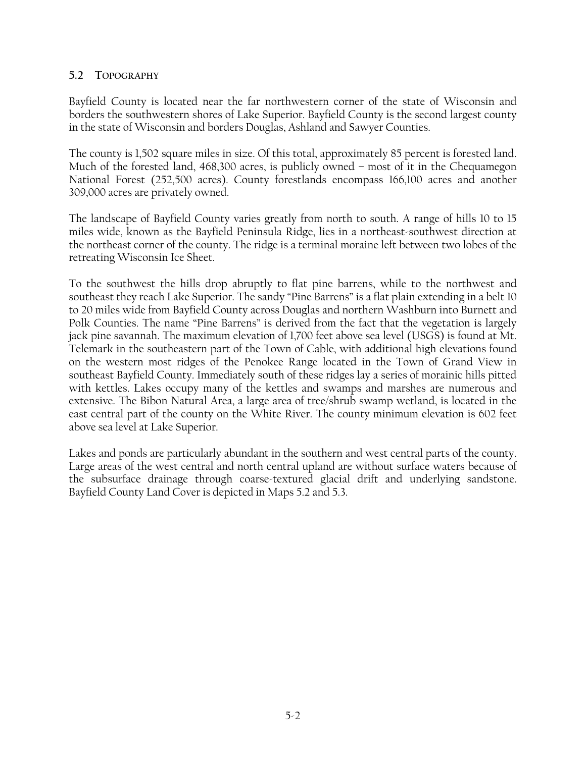## 5.2 Topography

Bayfield County is located near the far northwestern corner of the state of Wisconsin and borders the southwestern shores of Lake Superior. Bayfield County is the second largest county in the state of Wisconsin and borders Douglas, Ashland and Sawyer Counties.

The county is 1,502 square miles in size. Of this total, approximately 85 percent is forested land. Much of the forested land, 468,300 acres, is publicly owned – most of it in the Chequamegon National Forest (252,500 acres). County forestlands encompass 166,100 acres and another 309,000 acres are privately owned.

The landscape of Bayfield County varies greatly from north to south. A range of hills 10 to 15 miles wide, known as the Bayfield Peninsula Ridge, lies in a northeast-southwest direction at the northeast corner of the county. The ridge is a terminal moraine left between two lobes of the retreating Wisconsin Ice Sheet.

To the southwest the hills drop abruptly to flat pine barrens, while to the northwest and southeast they reach Lake Superior. The sandy "Pine Barrens" is a flat plain extending in a belt 10 to 20 miles wide from Bayfield County across Douglas and northern Washburn into Burnett and Polk Counties. The name "Pine Barrens" is derived from the fact that the vegetation is largely jack pine savannah. The maximum elevation of 1,700 feet above sea level (USGS) is found at Mt. Telemark in the southeastern part of the Town of Cable, with additional high elevations found on the western most ridges of the Penokee Range located in the Town of Grand View in southeast Bayfield County. Immediately south of these ridges lay a series of morainic hills pitted with kettles. Lakes occupy many of the kettles and swamps and marshes are numerous and extensive. The Bibon Natural Area, a large area of tree/shrub swamp wetland, is located in the east central part of the county on the White River. The county minimum elevation is 602 feet above sea level at Lake Superior.

Lakes and ponds are particularly abundant in the southern and west central parts of the county. Large areas of the west central and north central upland are without surface waters because of the subsurface drainage through coarse-textured glacial drift and underlying sandstone. Bayfield County Land Cover is depicted in Maps 5.2 and 5.3.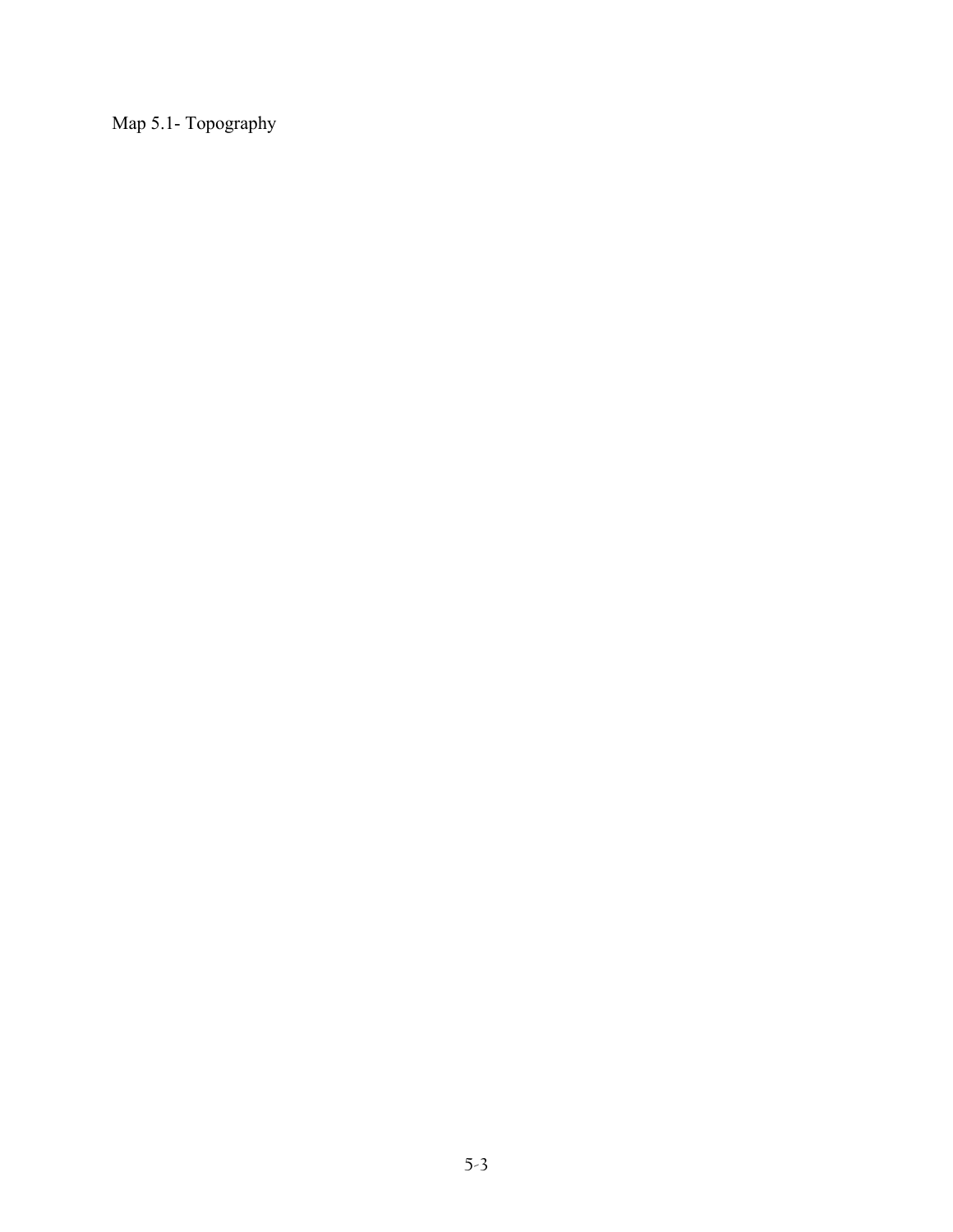Map 5.1- Topography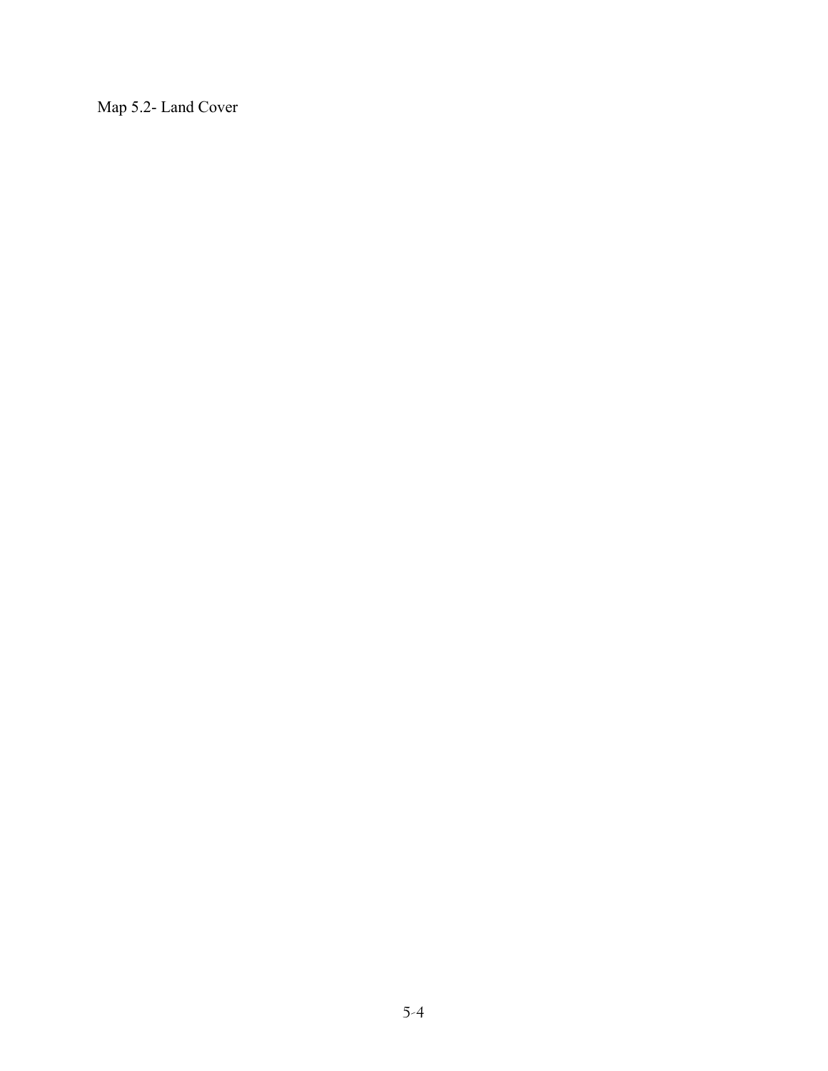Map 5.2- Land Cover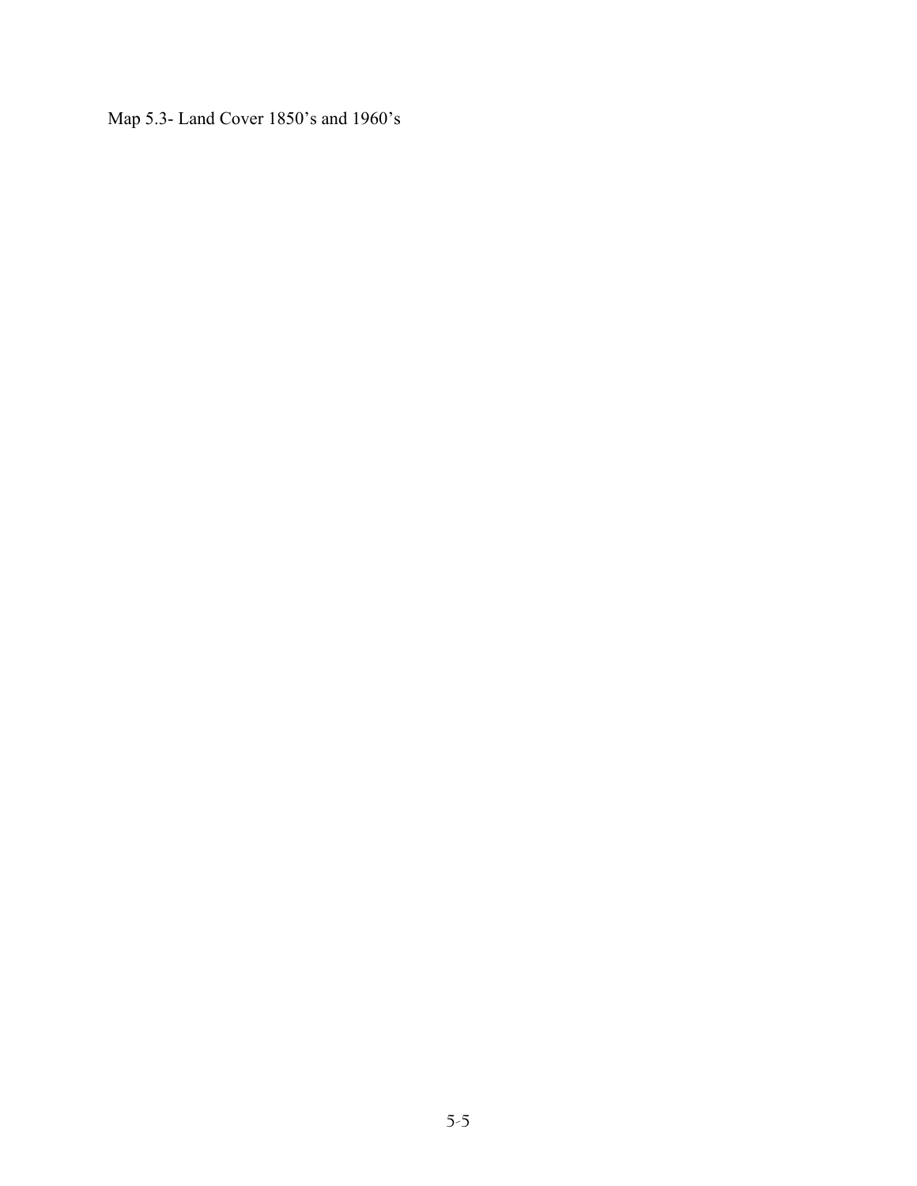Map 5.3- Land Cover 1850's and 1960's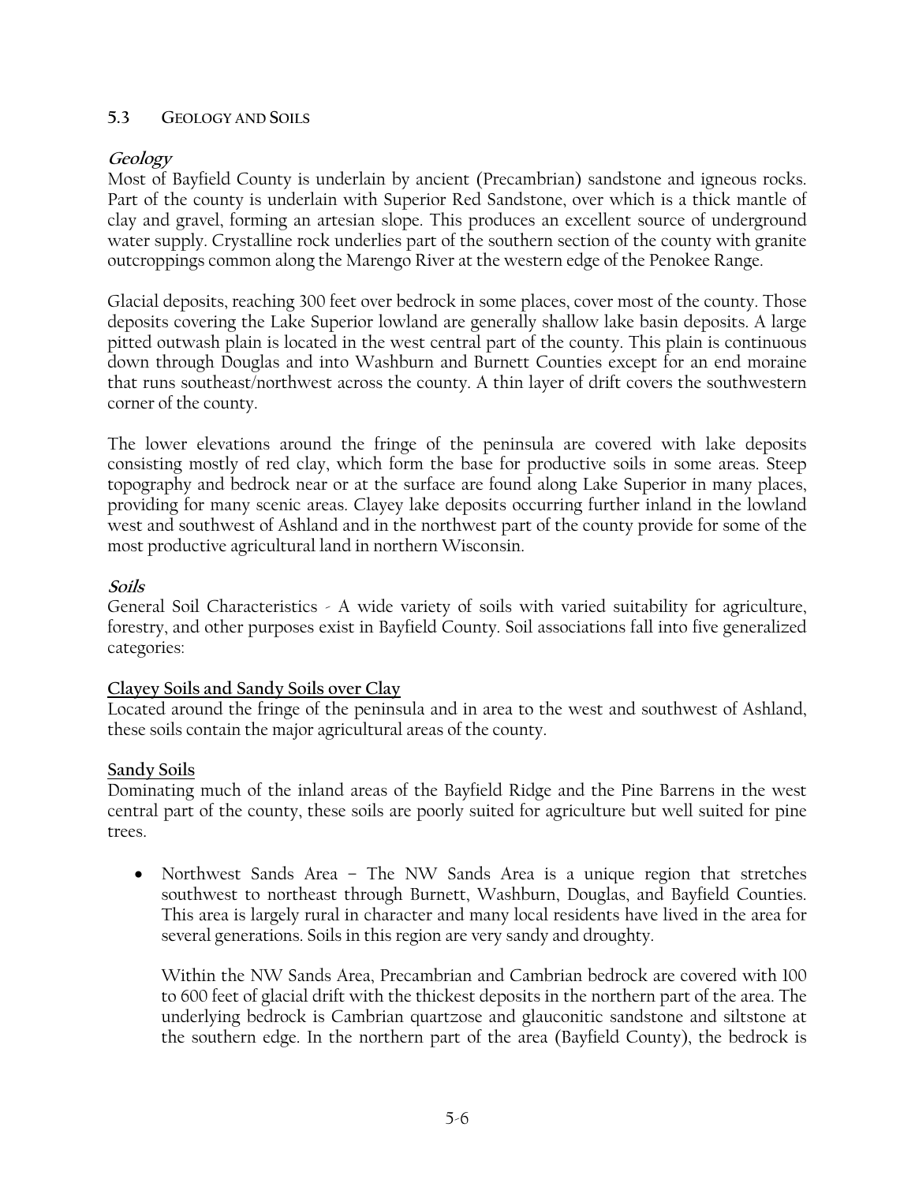## 5.3 GEOLOGY AND SOILS

### *Geology*

Most of Bayfield County is underlain by ancient (Precambrian) sandstone and igneous rocks. Part of the county is underlain with Superior Red Sandstone, over which is a thick mantle of clay and gravel, forming an artesian slope. This produces an excellent source of underground water supply. Crystalline rock underlies part of the southern section of the county with granite outcroppings common along the Marengo River at the western edge of the Penokee Range.

Glacial deposits, reaching 300 feet over bedrock in some places, cover most of the county. Those deposits covering the Lake Superior lowland are generally shallow lake basin deposits. A large pitted outwash plain is located in the west central part of the county. This plain is continuous down through Douglas and into Washburn and Burnett Counties except for an end moraine that runs southeast/northwest across the county. A thin layer of drift covers the southwestern corner of the county.

The lower elevations around the fringe of the peninsula are covered with lake deposits consisting mostly of red clay, which form the base for productive soils in some areas. Steep topography and bedrock near or at the surface are found along Lake Superior in many places, providing for many scenic areas. Clayey lake deposits occurring further inland in the lowland west and southwest of Ashland and in the northwest part of the county provide for some of the most productive agricultural land in northern Wisconsin.

### *Soils*

General Soil Characteristics - A wide variety of soils with varied suitability for agriculture, forestry, and other purposes exist in Bayfield County. Soil associations fall into five generalized categories:

**Clayey Soils and Sandy Soils over Clay**

Located around the fringe of the peninsula and in area to the west and southwest of Ashland, these soils contain the major agricultural areas of the county.

**Sandy Soils**

Dominating much of the inland areas of the Bayfield Ridge and the Pine Barrens in the west central part of the county, these soils are poorly suited for agriculture but well suited for pine trees.

- Northwest Sands Area – The NW Sands Area is a unique region that stretches southwest to northeast through Burnett, Washburn, Douglas, and Bayfield Counties. This area is largely rural in character and many local residents have lived in the area for several generations. Soils in this region are very sandy and droughty.

  Within the NW Sands Area, Precambrian and Cambrian bedrock are covered with 100 to 600 feet of glacial drift with the thickest deposits in the northern part of the area. The underlying bedrock is Cambrian quartzose and glauconitic sandstone and siltstone at the southern edge. In the northern part of the area (Bayfield County), the bedrock is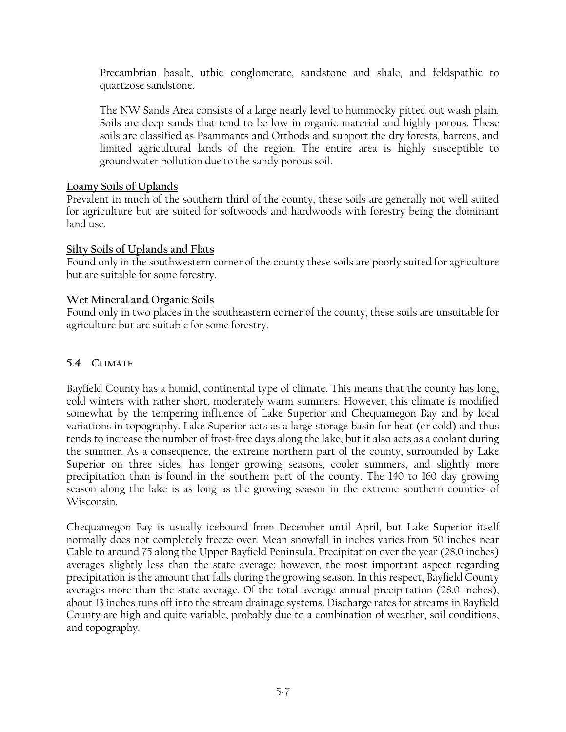Precambrian basalt, uthic conglomerate, sandstone and shale, and feldspathic to quartzose sandstone.

The NW Sands Area consists of a large nearly level to hummocky pitted out wash plain. Soils are deep sands that tend to be low in organic material and highly porous. These soils are classified as Psammants and Orthods and support the dry forests, barrens, and limited agricultural lands of the region. The entire area is highly susceptible to groundwater pollution due to the sandy porous soil.

**Loamy Soils of Uplands**

Prevalent in much of the southern third of the county, these soils are generally not well suited for agriculture but are suited for softwoods and hardwoods with forestry being the dominant land use.

**Silty Soils of Uplands and Flats**

Found only in the southwestern corner of the county these soils are poorly suited for agriculture but are suitable for some forestry.

**Wet Mineral and Organic Soils**

Found only in two places in the southeastern corner of the county, these soils are unsuitable for agriculture but are suitable for some forestry.

## 5.4 CLIMATE

Bayfield County has a humid, continental type of climate. This means that the county has long, cold winters with rather short, moderately warm summers. However, this climate is modified somewhat by the tempering influence of Lake Superior and Chequamegon Bay and by local variations in topography. Lake Superior acts as a large storage basin for heat (or cold) and thus tends to increase the number of frost-free days along the lake, but it also acts as a coolant during the summer. As a consequence, the extreme northern part of the county, surrounded by Lake Superior on three sides, has longer growing seasons, cooler summers, and slightly more precipitation than is found in the southern part of the county. The 140 to 160 day growing season along the lake is as long as the growing season in the extreme southern counties of Wisconsin.

Chequamegon Bay is usually icebound from December until April, but Lake Superior itself normally does not completely freeze over. Mean snowfall in inches varies from 50 inches near Cable to around 75 along the Upper Bayfield Peninsula. Precipitation over the year (28.0 inches) averages slightly less than the state average; however, the most important aspect regarding precipitation is the amount that falls during the growing season. In this respect, Bayfield County averages more than the state average. Of the total average annual precipitation (28.0 inches), about 13 inches runs off into the stream drainage systems. Discharge rates for streams in Bayfield County are high and quite variable, probably due to a combination of weather, soil conditions, and topography.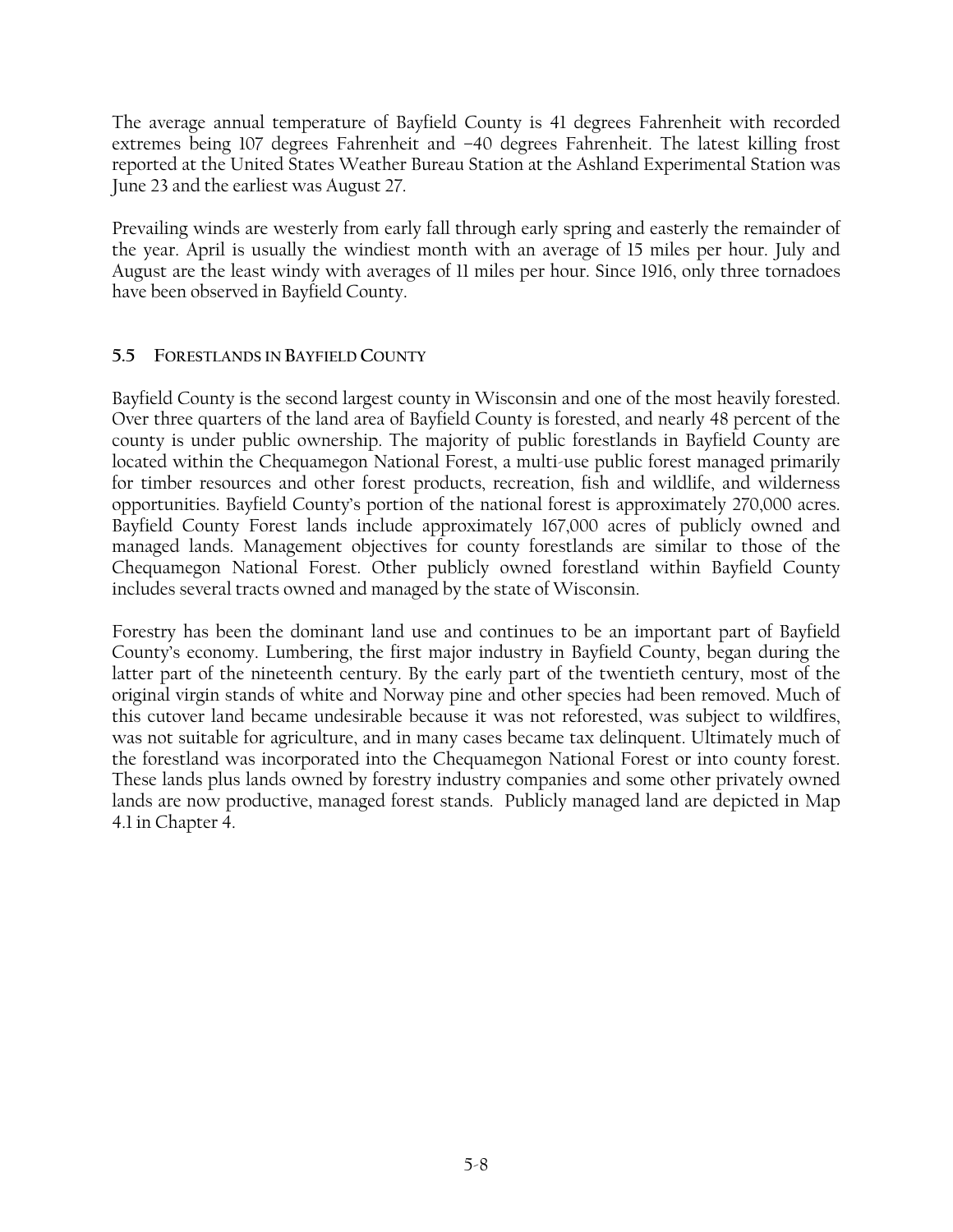The average annual temperature of Bayfield County is 41 degrees Fahrenheit with recorded extremes being 107 degrees Fahrenheit and –40 degrees Fahrenheit. The latest killing frost reported at the United States Weather Bureau Station at the Ashland Experimental Station was June 23 and the earliest was August 27.

Prevailing winds are westerly from early fall through early spring and easterly the remainder of the year. April is usually the windiest month with an average of 15 miles per hour. July and August are the least windy with averages of 11 miles per hour. Since 1916, only three tornadoes have been observed in Bayfield County.

## 5.5 FORESTLANDS IN BAYFIELD COUNTY

Bayfield County is the second largest county in Wisconsin and one of the most heavily forested. Over three quarters of the land area of Bayfield County is forested, and nearly 48 percent of the county is under public ownership. The majority of public forestlands in Bayfield County are located within the Chequamegon National Forest, a multi-use public forest managed primarily for timber resources and other forest products, recreation, fish and wildlife, and wilderness opportunities. Bayfield County's portion of the national forest is approximately 270,000 acres. Bayfield County Forest lands include approximately 167,000 acres of publicly owned and managed lands. Management objectives for county forestlands are similar to those of the Chequamegon National Forest. Other publicly owned forestland within Bayfield County includes several tracts owned and managed by the state of Wisconsin.

Forestry has been the dominant land use and continues to be an important part of Bayfield County's economy. Lumbering, the first major industry in Bayfield County, began during the latter part of the nineteenth century. By the early part of the twentieth century, most of the original virgin stands of white and Norway pine and other species had been removed. Much of this cutover land became undesirable because it was not reforested, was subject to wildfires, was not suitable for agriculture, and in many cases became tax delinquent. Ultimately much of the forestland was incorporated into the Chequamegon National Forest or into county forest. These lands plus lands owned by forestry industry companies and some other privately owned lands are now productive, managed forest stands. Publicly managed land are depicted in Map 4.1 in Chapter 4.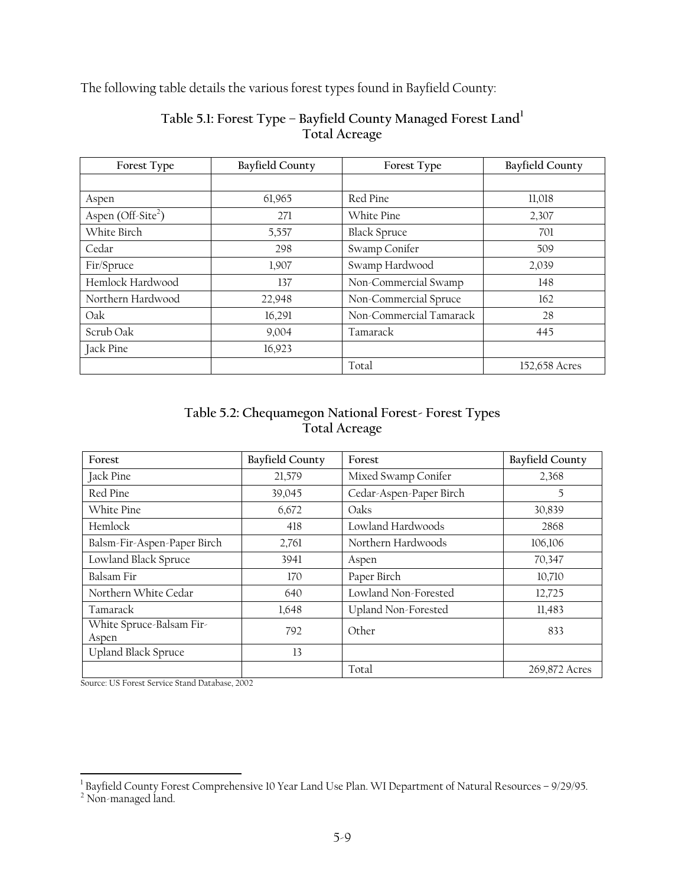The following table details the various forest types found in Bayfield County:

**Table 5.1: Forest Type – Bayfield County Managed Forest Land[1]**
**Total Acreage**

| Forest Type | Bayfield County | Forest Type | Bayfield County |
|---|---|---|---|
| | | | |
| Aspen | 61,965 | Red Pine | 11,018 |
| Aspen (Off-Site[2]) | 271 | White Pine | 2,307 |
| White Birch | 5,557 | Black Spruce | 701 |
| Cedar | 298 | Swamp Conifer | 509 |
| Fir/Spruce | 1,907 | Swamp Hardwood | 2,039 |
| Hemlock Hardwood | 137 | Non-Commercial Swamp | 148 |
| Northern Hardwood | 22,948 | Non-Commercial Spruce | 162 |
| Oak | 16,291 | Non-Commercial Tamarack | 28 |
| Scrub Oak | 9,004 | Tamarack | 445 |
| Jack Pine | 16,923 | | |
| | | Total | 152,658 Acres |

**Table 5.2: Chequamegon National Forest- Forest Types**
**Total Acreage**

| Forest | Bayfield County | Forest | Bayfield County |
|---|---|---|---|
| Jack Pine | 21,579 | Mixed Swamp Conifer | 2,368 |
| Red Pine | 39,045 | Cedar-Aspen-Paper Birch | 5 |
| White Pine | 6,672 | Oaks | 30,839 |
| Hemlock | 418 | Lowland Hardwoods | 2868 |
| Balsm-Fir-Aspen-Paper Birch | 2,761 | Northern Hardwoods | 106,106 |
| Lowland Black Spruce | 3941 | Aspen | 70,347 |
| Balsam Fir | 170 | Paper Birch | 10,710 |
| Northern White Cedar | 640 | Lowland Non-Forested | 12,725 |
| Tamarack | 1,648 | Upland Non-Forested | 11,483 |
| White Spruce-Balsam Fir-Aspen | 792 | Other | 833 |
| Upland Black Spruce | 13 | | |
| | | Total | 269,872 Acres |

Source: US Forest Service Stand Database, 2002

[1] Bayfield County Forest Comprehensive 10 Year Land Use Plan. WI Department of Natural Resources – 9/29/95.
[2] Non-managed land.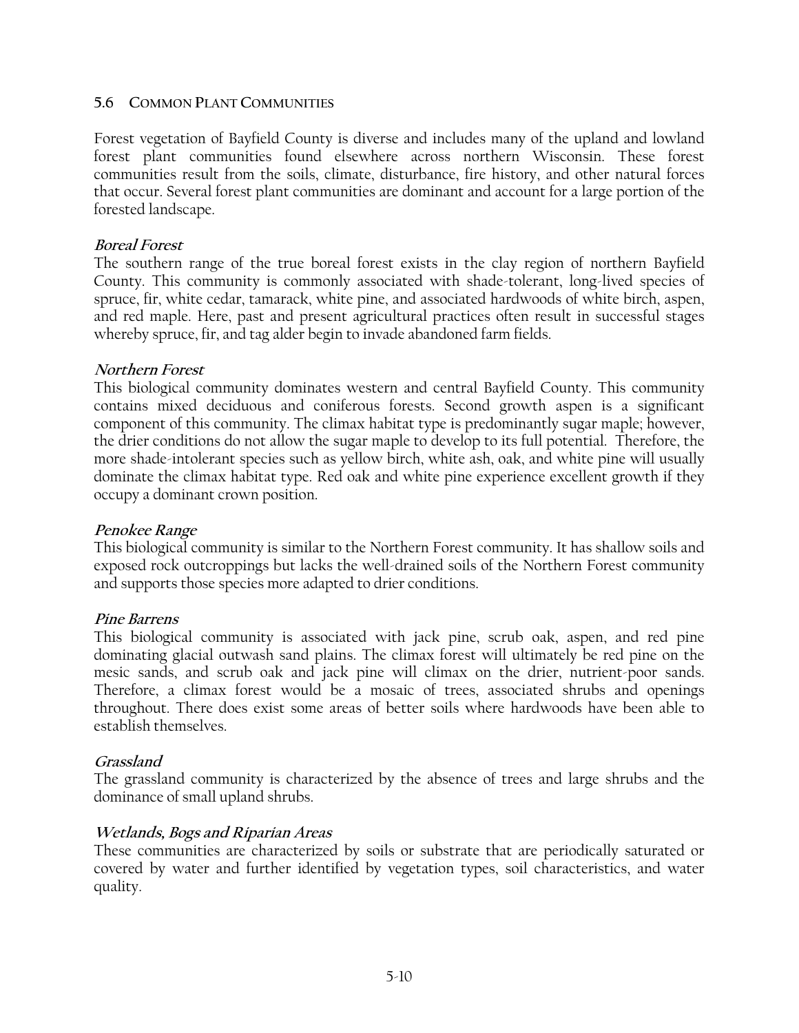## 5.6 Common Plant Communities

Forest vegetation of Bayfield County is diverse and includes many of the upland and lowland forest plant communities found elsewhere across northern Wisconsin. These forest communities result from the soils, climate, disturbance, fire history, and other natural forces that occur. Several forest plant communities are dominant and account for a large portion of the forested landscape.

***Boreal Forest***

The southern range of the true boreal forest exists in the clay region of northern Bayfield County. This community is commonly associated with shade-tolerant, long-lived species of spruce, fir, white cedar, tamarack, white pine, and associated hardwoods of white birch, aspen, and red maple. Here, past and present agricultural practices often result in successful stages whereby spruce, fir, and tag alder begin to invade abandoned farm fields.

***Northern Forest***

This biological community dominates western and central Bayfield County. This community contains mixed deciduous and coniferous forests. Second growth aspen is a significant component of this community. The climax habitat type is predominantly sugar maple; however, the drier conditions do not allow the sugar maple to develop to its full potential. Therefore, the more shade-intolerant species such as yellow birch, white ash, oak, and white pine will usually dominate the climax habitat type. Red oak and white pine experience excellent growth if they occupy a dominant crown position.

***Penokee Range***

This biological community is similar to the Northern Forest community. It has shallow soils and exposed rock outcroppings but lacks the well-drained soils of the Northern Forest community and supports those species more adapted to drier conditions.

***Pine Barrens***

This biological community is associated with jack pine, scrub oak, aspen, and red pine dominating glacial outwash sand plains. The climax forest will ultimately be red pine on the mesic sands, and scrub oak and jack pine will climax on the drier, nutrient-poor sands. Therefore, a climax forest would be a mosaic of trees, associated shrubs and openings throughout. There does exist some areas of better soils where hardwoods have been able to establish themselves.

***Grassland***

The grassland community is characterized by the absence of trees and large shrubs and the dominance of small upland shrubs.

***Wetlands, Bogs and Riparian Areas***

These communities are characterized by soils or substrate that are periodically saturated or covered by water and further identified by vegetation types, soil characteristics, and water quality.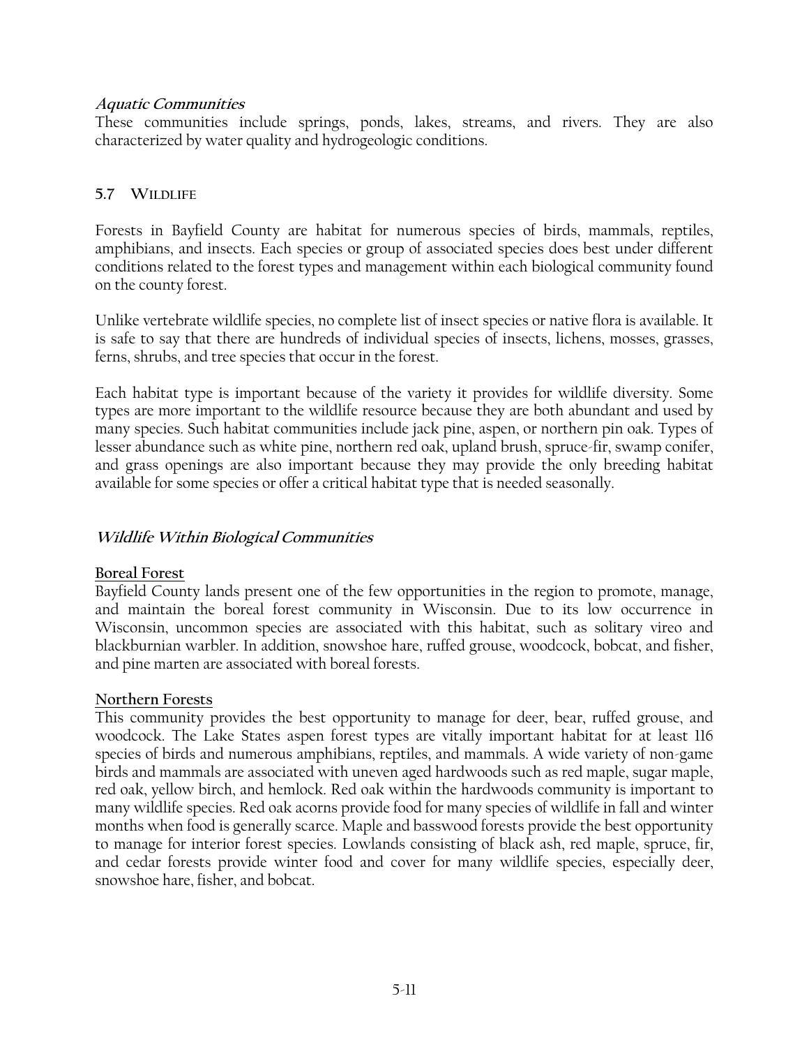***Aquatic Communities***

These communities include springs, ponds, lakes, streams, and rivers. They are also characterized by water quality and hydrogeologic conditions.

## 5.7 WILDLIFE

Forests in Bayfield County are habitat for numerous species of birds, mammals, reptiles, amphibians, and insects. Each species or group of associated species does best under different conditions related to the forest types and management within each biological community found on the county forest.

Unlike vertebrate wildlife species, no complete list of insect species or native flora is available. It is safe to say that there are hundreds of individual species of insects, lichens, mosses, grasses, ferns, shrubs, and tree species that occur in the forest.

Each habitat type is important because of the variety it provides for wildlife diversity. Some types are more important to the wildlife resource because they are both abundant and used by many species. Such habitat communities include jack pine, aspen, or northern pin oak. Types of lesser abundance such as white pine, northern red oak, upland brush, spruce-fir, swamp conifer, and grass openings are also important because they may provide the only breeding habitat available for some species or offer a critical habitat type that is needed seasonally.

### *Wildlife Within Biological Communities*

**Boreal Forest**

Bayfield County lands present one of the few opportunities in the region to promote, manage, and maintain the boreal forest community in Wisconsin. Due to its low occurrence in Wisconsin, uncommon species are associated with this habitat, such as solitary vireo and blackburnian warbler. In addition, snowshoe hare, ruffed grouse, woodcock, bobcat, and fisher, and pine marten are associated with boreal forests.

**Northern Forests**

This community provides the best opportunity to manage for deer, bear, ruffed grouse, and woodcock. The Lake States aspen forest types are vitally important habitat for at least 116 species of birds and numerous amphibians, reptiles, and mammals. A wide variety of non-game birds and mammals are associated with uneven aged hardwoods such as red maple, sugar maple, red oak, yellow birch, and hemlock. Red oak within the hardwoods community is important to many wildlife species. Red oak acorns provide food for many species of wildlife in fall and winter months when food is generally scarce. Maple and basswood forests provide the best opportunity to manage for interior forest species. Lowlands consisting of black ash, red maple, spruce, fir, and cedar forests provide winter food and cover for many wildlife species, especially deer, snowshoe hare, fisher, and bobcat.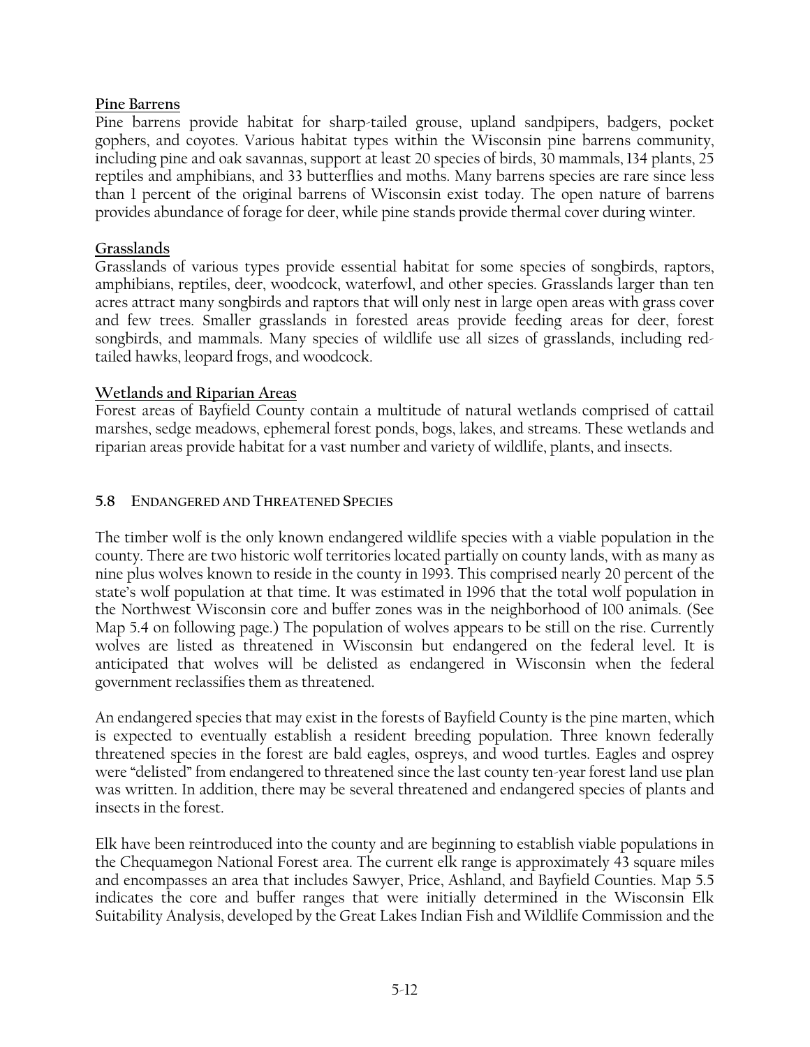**Pine Barrens**

Pine barrens provide habitat for sharp-tailed grouse, upland sandpipers, badgers, pocket gophers, and coyotes. Various habitat types within the Wisconsin pine barrens community, including pine and oak savannas, support at least 20 species of birds, 30 mammals, 134 plants, 25 reptiles and amphibians, and 33 butterflies and moths. Many barrens species are rare since less than 1 percent of the original barrens of Wisconsin exist today. The open nature of barrens provides abundance of forage for deer, while pine stands provide thermal cover during winter.

**Grasslands**

Grasslands of various types provide essential habitat for some species of songbirds, raptors, amphibians, reptiles, deer, woodcock, waterfowl, and other species. Grasslands larger than ten acres attract many songbirds and raptors that will only nest in large open areas with grass cover and few trees. Smaller grasslands in forested areas provide feeding areas for deer, forest songbirds, and mammals. Many species of wildlife use all sizes of grasslands, including red-tailed hawks, leopard frogs, and woodcock.

**Wetlands and Riparian Areas**

Forest areas of Bayfield County contain a multitude of natural wetlands comprised of cattail marshes, sedge meadows, ephemeral forest ponds, bogs, lakes, and streams. These wetlands and riparian areas provide habitat for a vast number and variety of wildlife, plants, and insects.

## 5.8 ENDANGERED AND THREATENED SPECIES

The timber wolf is the only known endangered wildlife species with a viable population in the county. There are two historic wolf territories located partially on county lands, with as many as nine plus wolves known to reside in the county in 1993. This comprised nearly 20 percent of the state's wolf population at that time. It was estimated in 1996 that the total wolf population in the Northwest Wisconsin core and buffer zones was in the neighborhood of 100 animals. (See Map 5.4 on following page.) The population of wolves appears to be still on the rise. Currently wolves are listed as threatened in Wisconsin but endangered on the federal level. It is anticipated that wolves will be delisted as endangered in Wisconsin when the federal government reclassifies them as threatened.

An endangered species that may exist in the forests of Bayfield County is the pine marten, which is expected to eventually establish a resident breeding population. Three known federally threatened species in the forest are bald eagles, ospreys, and wood turtles. Eagles and osprey were "delisted" from endangered to threatened since the last county ten-year forest land use plan was written. In addition, there may be several threatened and endangered species of plants and insects in the forest.

Elk have been reintroduced into the county and are beginning to establish viable populations in the Chequamegon National Forest area. The current elk range is approximately 43 square miles and encompasses an area that includes Sawyer, Price, Ashland, and Bayfield Counties. Map 5.5 indicates the core and buffer ranges that were initially determined in the Wisconsin Elk Suitability Analysis, developed by the Great Lakes Indian Fish and Wildlife Commission and the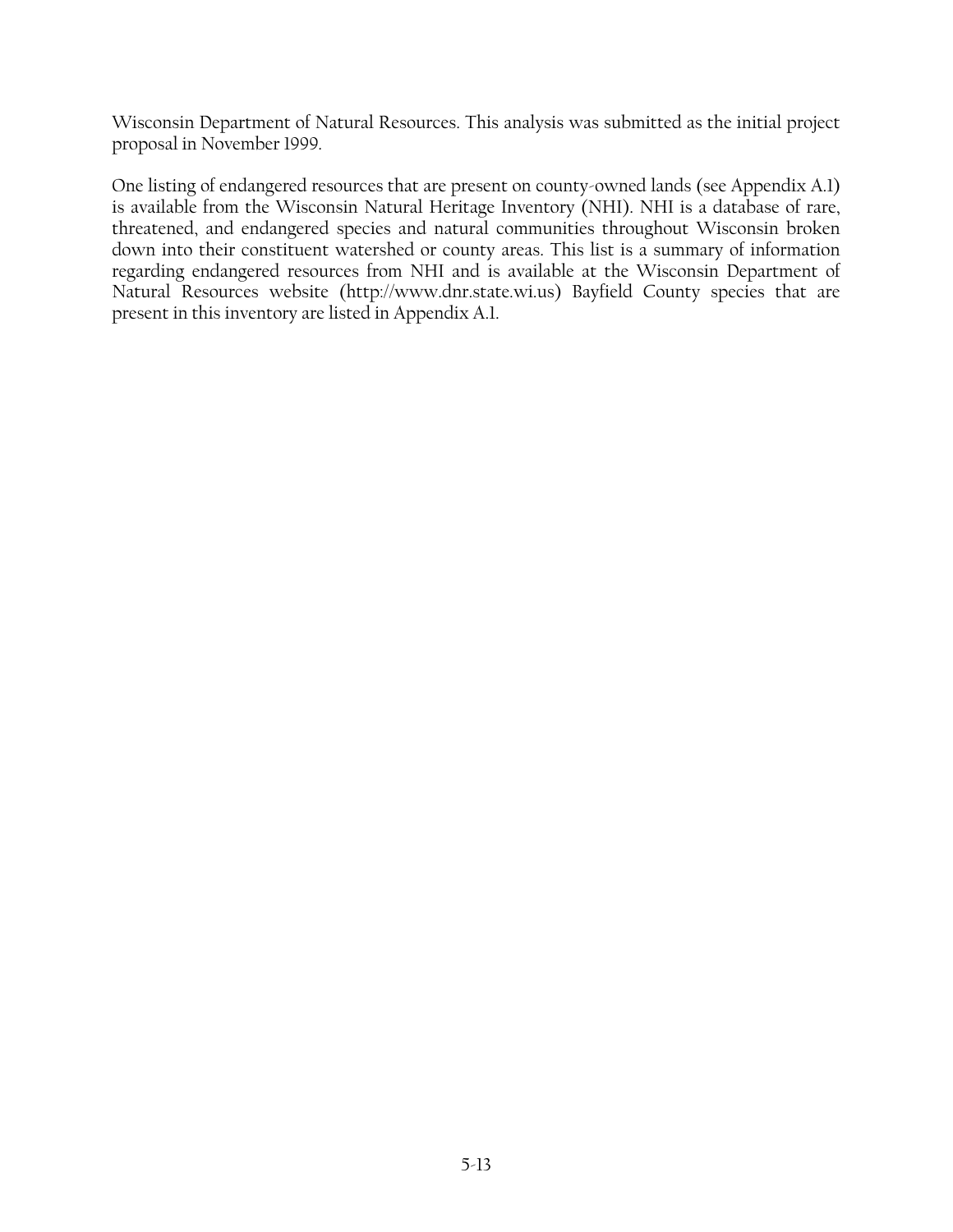Wisconsin Department of Natural Resources. This analysis was submitted as the initial project proposal in November 1999.

One listing of endangered resources that are present on county-owned lands (see Appendix A.1) is available from the Wisconsin Natural Heritage Inventory (NHI). NHI is a database of rare, threatened, and endangered species and natural communities throughout Wisconsin broken down into their constituent watershed or county areas. This list is a summary of information regarding endangered resources from NHI and is available at the Wisconsin Department of Natural Resources website (http://www.dnr.state.wi.us) Bayfield County species that are present in this inventory are listed in Appendix A.1.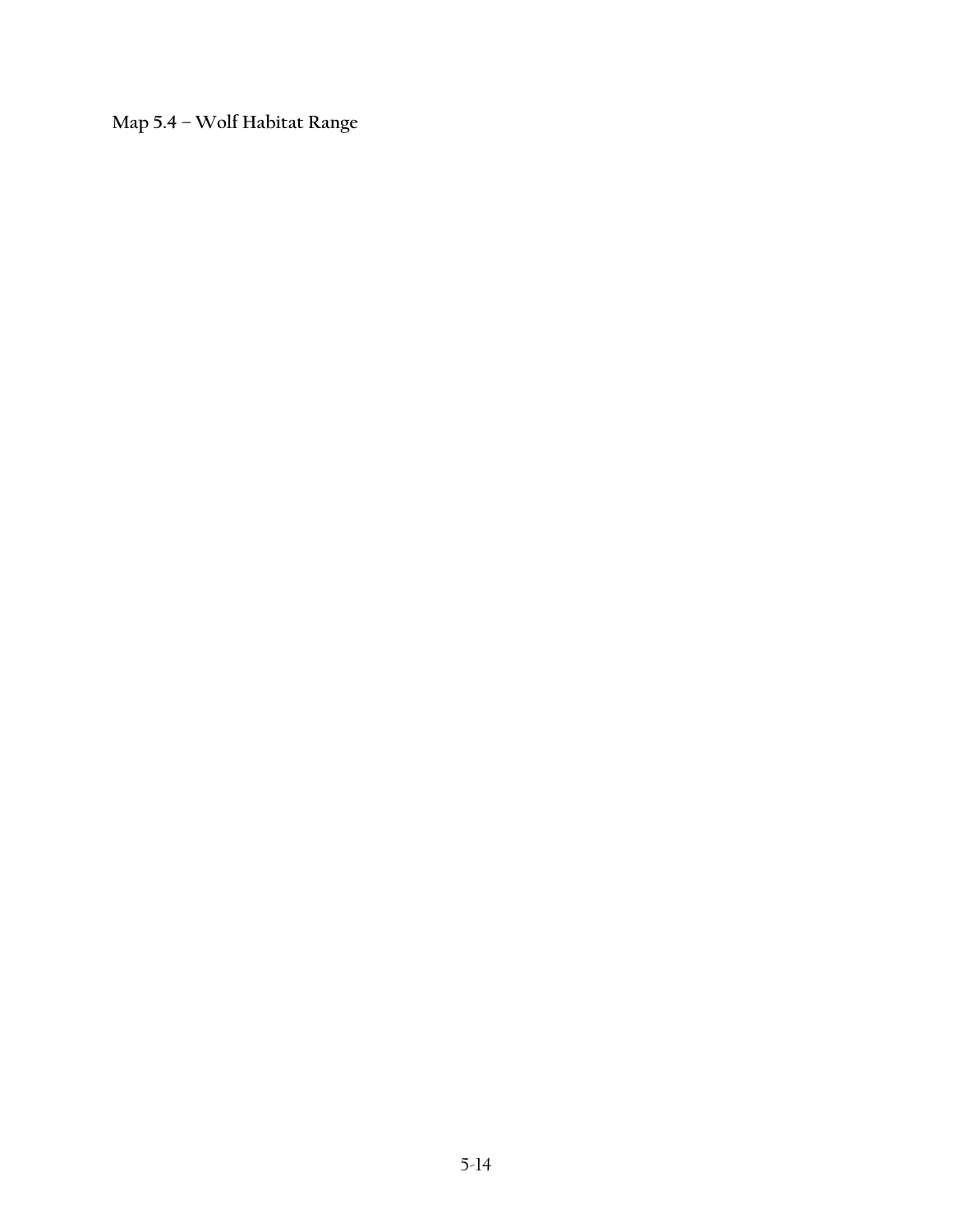**Map 5.4 – Wolf Habitat Range**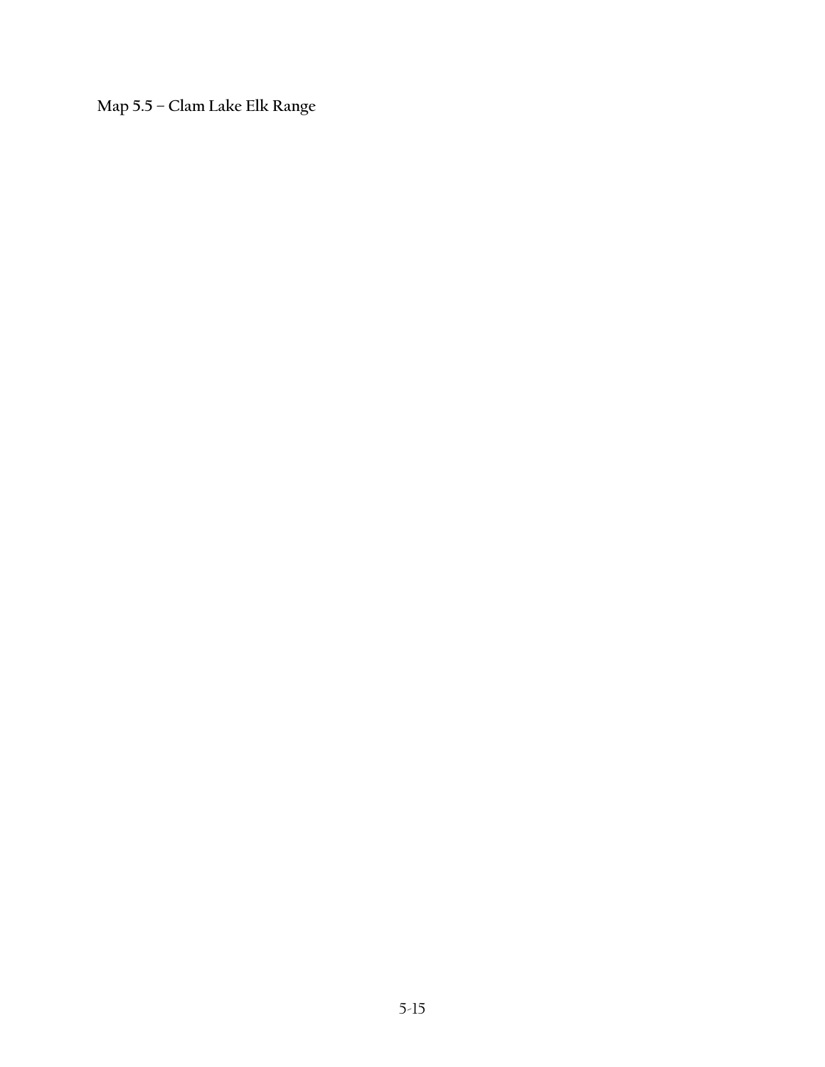**Map 5.5 – Clam Lake Elk Range**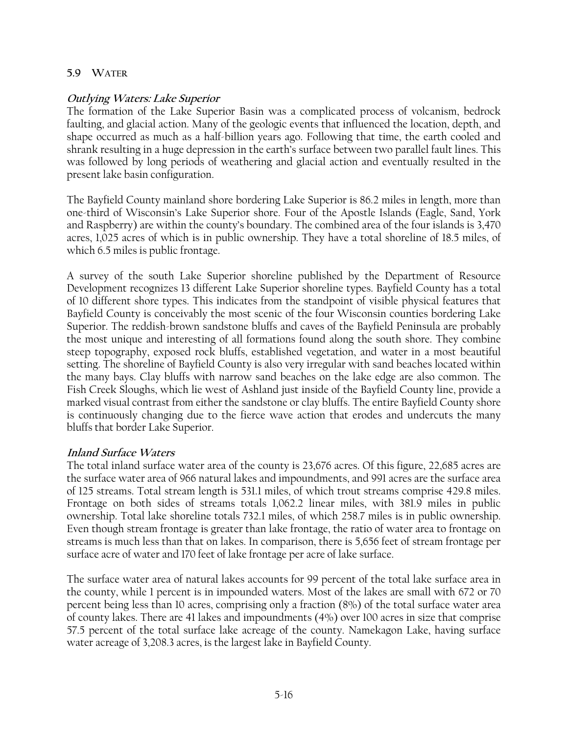## 5.9 WATER

### *Outlying Waters: Lake Superior*

The formation of the Lake Superior Basin was a complicated process of volcanism, bedrock faulting, and glacial action. Many of the geologic events that influenced the location, depth, and shape occurred as much as a half-billion years ago. Following that time, the earth cooled and shrank resulting in a huge depression in the earth's surface between two parallel fault lines. This was followed by long periods of weathering and glacial action and eventually resulted in the present lake basin configuration.

The Bayfield County mainland shore bordering Lake Superior is 86.2 miles in length, more than one-third of Wisconsin's Lake Superior shore. Four of the Apostle Islands (Eagle, Sand, York and Raspberry) are within the county's boundary. The combined area of the four islands is 3,470 acres, 1,025 acres of which is in public ownership. They have a total shoreline of 18.5 miles, of which 6.5 miles is public frontage.

A survey of the south Lake Superior shoreline published by the Department of Resource Development recognizes 13 different Lake Superior shoreline types. Bayfield County has a total of 10 different shore types. This indicates from the standpoint of visible physical features that Bayfield County is conceivably the most scenic of the four Wisconsin counties bordering Lake Superior. The reddish-brown sandstone bluffs and caves of the Bayfield Peninsula are probably the most unique and interesting of all formations found along the south shore. They combine steep topography, exposed rock bluffs, established vegetation, and water in a most beautiful setting. The shoreline of Bayfield County is also very irregular with sand beaches located within the many bays. Clay bluffs with narrow sand beaches on the lake edge are also common. The Fish Creek Sloughs, which lie west of Ashland just inside of the Bayfield County line, provide a marked visual contrast from either the sandstone or clay bluffs. The entire Bayfield County shore is continuously changing due to the fierce wave action that erodes and undercuts the many bluffs that border Lake Superior.

### *Inland Surface Waters*

The total inland surface water area of the county is 23,676 acres. Of this figure, 22,685 acres are the surface water area of 966 natural lakes and impoundments, and 991 acres are the surface area of 125 streams. Total stream length is 531.1 miles, of which trout streams comprise 429.8 miles. Frontage on both sides of streams totals 1,062.2 linear miles, with 381.9 miles in public ownership. Total lake shoreline totals 732.1 miles, of which 258.7 miles is in public ownership. Even though stream frontage is greater than lake frontage, the ratio of water area to frontage on streams is much less than that on lakes. In comparison, there is 5,656 feet of stream frontage per surface acre of water and 170 feet of lake frontage per acre of lake surface.

The surface water area of natural lakes accounts for 99 percent of the total lake surface area in the county, while 1 percent is in impounded waters. Most of the lakes are small with 672 or 70 percent being less than 10 acres, comprising only a fraction (8%) of the total surface water area of county lakes. There are 41 lakes and impoundments (4%) over 100 acres in size that comprise 57.5 percent of the total surface lake acreage of the county. Namekagon Lake, having surface water acreage of 3,208.3 acres, is the largest lake in Bayfield County.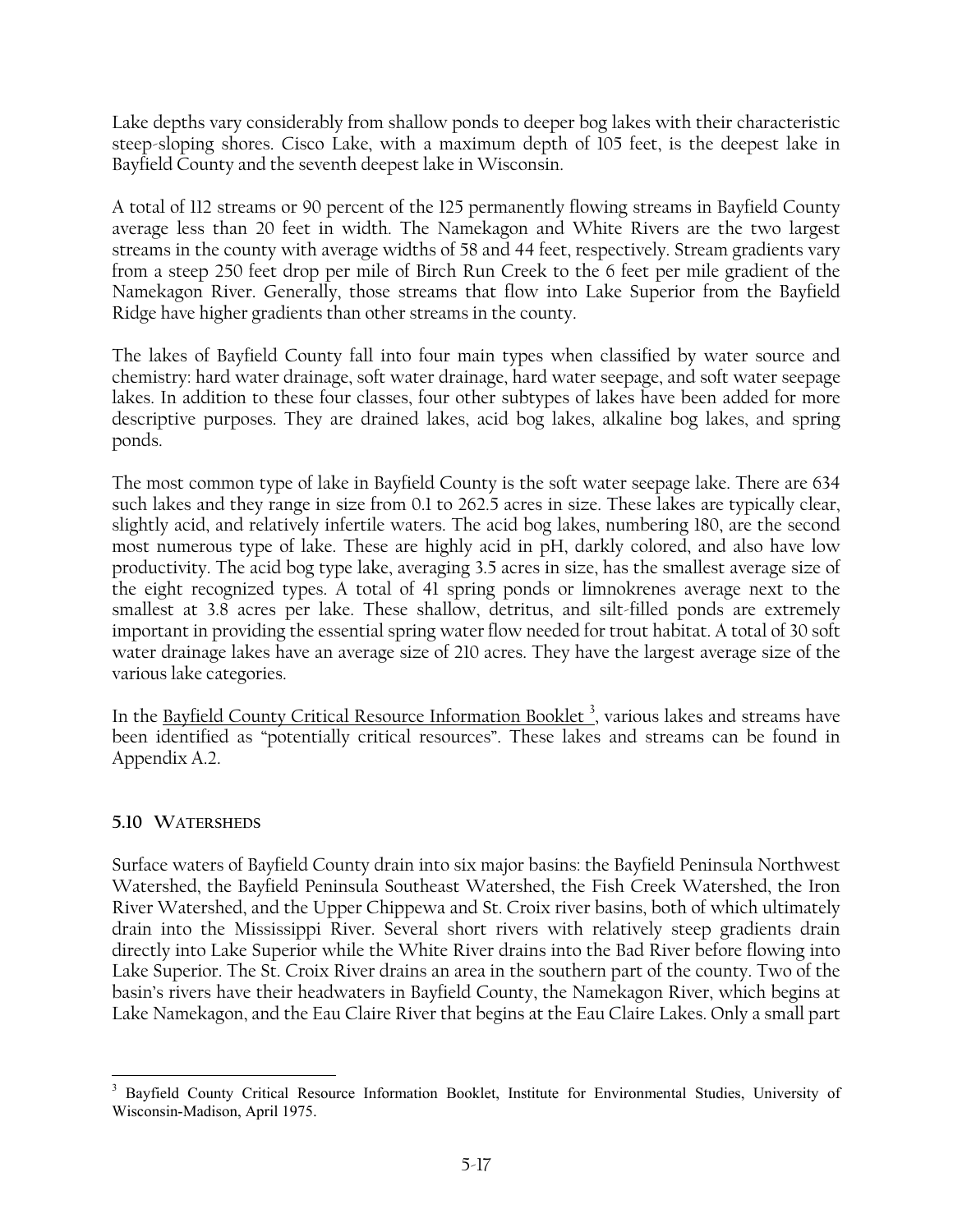Lake depths vary considerably from shallow ponds to deeper bog lakes with their characteristic steep-sloping shores. Cisco Lake, with a maximum depth of 105 feet, is the deepest lake in Bayfield County and the seventh deepest lake in Wisconsin.

A total of 112 streams or 90 percent of the 125 permanently flowing streams in Bayfield County average less than 20 feet in width. The Namekagon and White Rivers are the two largest streams in the county with average widths of 58 and 44 feet, respectively. Stream gradients vary from a steep 250 feet drop per mile of Birch Run Creek to the 6 feet per mile gradient of the Namekagon River. Generally, those streams that flow into Lake Superior from the Bayfield Ridge have higher gradients than other streams in the county.

The lakes of Bayfield County fall into four main types when classified by water source and chemistry: hard water drainage, soft water drainage, hard water seepage, and soft water seepage lakes. In addition to these four classes, four other subtypes of lakes have been added for more descriptive purposes. They are drained lakes, acid bog lakes, alkaline bog lakes, and spring ponds.

The most common type of lake in Bayfield County is the soft water seepage lake. There are 634 such lakes and they range in size from 0.1 to 262.5 acres in size. These lakes are typically clear, slightly acid, and relatively infertile waters. The acid bog lakes, numbering 180, are the second most numerous type of lake. These are highly acid in pH, darkly colored, and also have low productivity. The acid bog type lake, averaging 3.5 acres in size, has the smallest average size of the eight recognized types. A total of 41 spring ponds or limnokrenes average next to the smallest at 3.8 acres per lake. These shallow, detritus, and silt-filled ponds are extremely important in providing the essential spring water flow needed for trout habitat. A total of 30 soft water drainage lakes have an average size of 210 acres. They have the largest average size of the various lake categories.

In the Bayfield County Critical Resource Information Booklet [3], various lakes and streams have been identified as "potentially critical resources". These lakes and streams can be found in Appendix A.2.

### 5.10 Watersheds

Surface waters of Bayfield County drain into six major basins: the Bayfield Peninsula Northwest Watershed, the Bayfield Peninsula Southeast Watershed, the Fish Creek Watershed, the Iron River Watershed, and the Upper Chippewa and St. Croix river basins, both of which ultimately drain into the Mississippi River. Several short rivers with relatively steep gradients drain directly into Lake Superior while the White River drains into the Bad River before flowing into Lake Superior. The St. Croix River drains an area in the southern part of the county. Two of the basin's rivers have their headwaters in Bayfield County, the Namekagon River, which begins at Lake Namekagon, and the Eau Claire River that begins at the Eau Claire Lakes. Only a small part

[3] Bayfield County Critical Resource Information Booklet, Institute for Environmental Studies, University of Wisconsin-Madison, April 1975.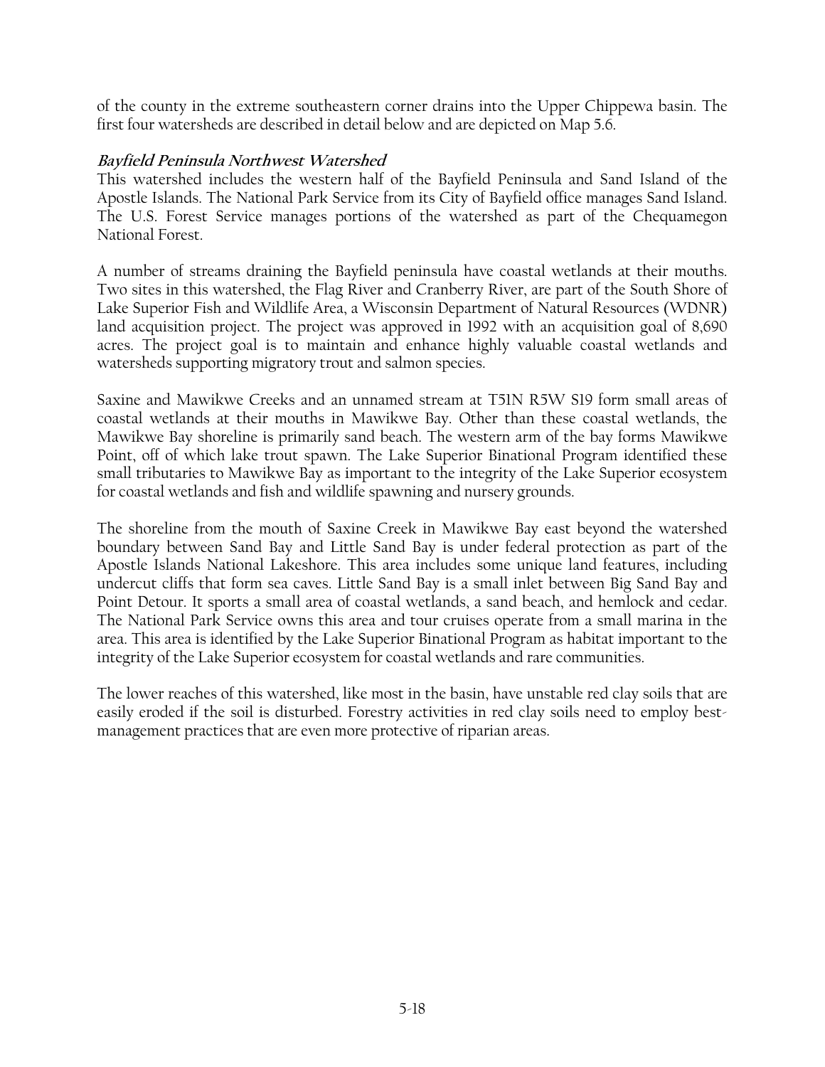of the county in the extreme southeastern corner drains into the Upper Chippewa basin. The first four watersheds are described in detail below and are depicted on Map 5.6.

***Bayfield Peninsula Northwest Watershed***

This watershed includes the western half of the Bayfield Peninsula and Sand Island of the Apostle Islands. The National Park Service from its City of Bayfield office manages Sand Island. The U.S. Forest Service manages portions of the watershed as part of the Chequamegon National Forest.

A number of streams draining the Bayfield peninsula have coastal wetlands at their mouths. Two sites in this watershed, the Flag River and Cranberry River, are part of the South Shore of Lake Superior Fish and Wildlife Area, a Wisconsin Department of Natural Resources (WDNR) land acquisition project. The project was approved in 1992 with an acquisition goal of 8,690 acres. The project goal is to maintain and enhance highly valuable coastal wetlands and watersheds supporting migratory trout and salmon species.

Saxine and Mawikwe Creeks and an unnamed stream at T51N R5W S19 form small areas of coastal wetlands at their mouths in Mawikwe Bay. Other than these coastal wetlands, the Mawikwe Bay shoreline is primarily sand beach. The western arm of the bay forms Mawikwe Point, off of which lake trout spawn. The Lake Superior Binational Program identified these small tributaries to Mawikwe Bay as important to the integrity of the Lake Superior ecosystem for coastal wetlands and fish and wildlife spawning and nursery grounds.

The shoreline from the mouth of Saxine Creek in Mawikwe Bay east beyond the watershed boundary between Sand Bay and Little Sand Bay is under federal protection as part of the Apostle Islands National Lakeshore. This area includes some unique land features, including undercut cliffs that form sea caves. Little Sand Bay is a small inlet between Big Sand Bay and Point Detour. It sports a small area of coastal wetlands, a sand beach, and hemlock and cedar. The National Park Service owns this area and tour cruises operate from a small marina in the area. This area is identified by the Lake Superior Binational Program as habitat important to the integrity of the Lake Superior ecosystem for coastal wetlands and rare communities.

The lower reaches of this watershed, like most in the basin, have unstable red clay soils that are easily eroded if the soil is disturbed. Forestry activities in red clay soils need to employ best-management practices that are even more protective of riparian areas.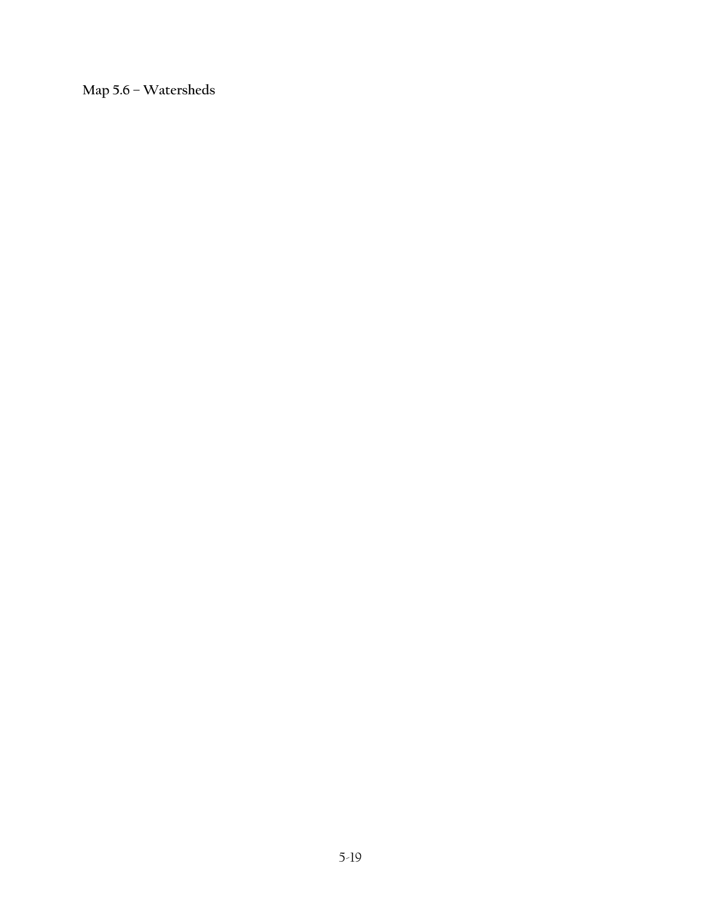**Map 5.6 – Watersheds**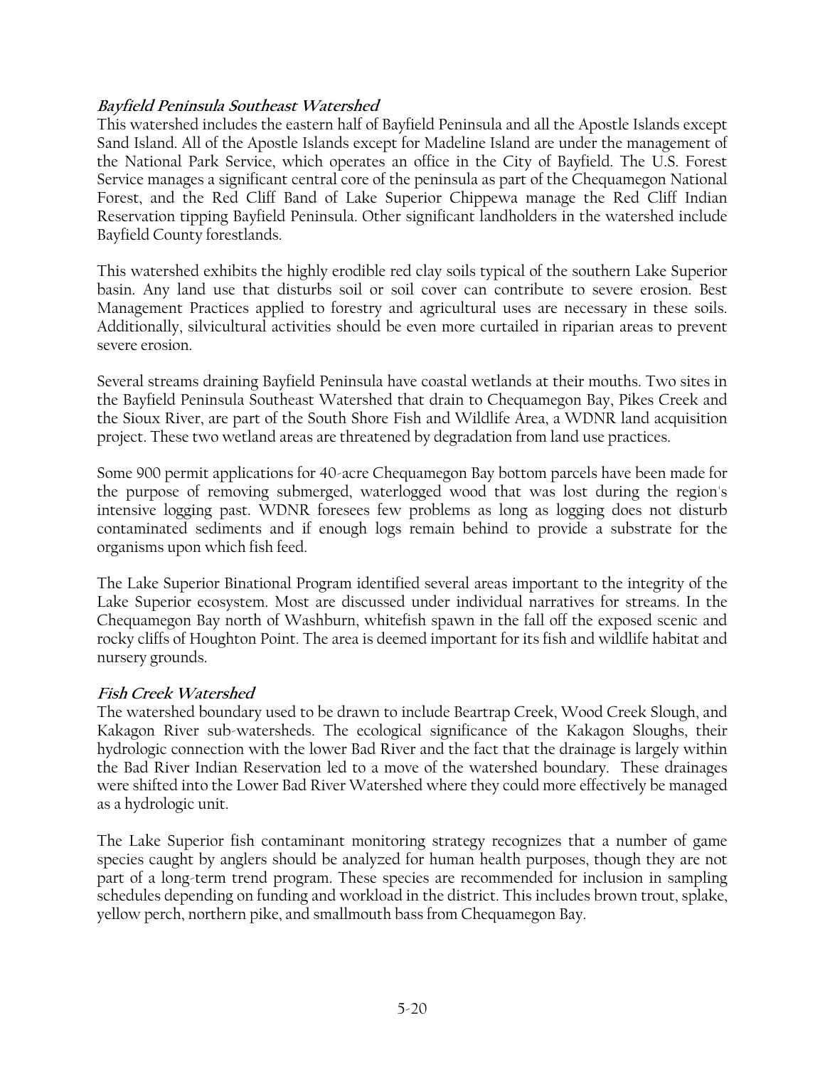### *Bayfield Peninsula Southeast Watershed*

This watershed includes the eastern half of Bayfield Peninsula and all the Apostle Islands except Sand Island. All of the Apostle Islands except for Madeline Island are under the management of the National Park Service, which operates an office in the City of Bayfield. The U.S. Forest Service manages a significant central core of the peninsula as part of the Chequamegon National Forest, and the Red Cliff Band of Lake Superior Chippewa manage the Red Cliff Indian Reservation tipping Bayfield Peninsula. Other significant landholders in the watershed include Bayfield County forestlands.

This watershed exhibits the highly erodible red clay soils typical of the southern Lake Superior basin. Any land use that disturbs soil or soil cover can contribute to severe erosion. Best Management Practices applied to forestry and agricultural uses are necessary in these soils. Additionally, silvicultural activities should be even more curtailed in riparian areas to prevent severe erosion.

Several streams draining Bayfield Peninsula have coastal wetlands at their mouths. Two sites in the Bayfield Peninsula Southeast Watershed that drain to Chequamegon Bay, Pikes Creek and the Sioux River, are part of the South Shore Fish and Wildlife Area, a WDNR land acquisition project. These two wetland areas are threatened by degradation from land use practices.

Some 900 permit applications for 40-acre Chequamegon Bay bottom parcels have been made for the purpose of removing submerged, waterlogged wood that was lost during the region's intensive logging past. WDNR foresees few problems as long as logging does not disturb contaminated sediments and if enough logs remain behind to provide a substrate for the organisms upon which fish feed.

The Lake Superior Binational Program identified several areas important to the integrity of the Lake Superior ecosystem. Most are discussed under individual narratives for streams. In the Chequamegon Bay north of Washburn, whitefish spawn in the fall off the exposed scenic and rocky cliffs of Houghton Point. The area is deemed important for its fish and wildlife habitat and nursery grounds.

### *Fish Creek Watershed*

The watershed boundary used to be drawn to include Beartrap Creek, Wood Creek Slough, and Kakagon River sub-watersheds. The ecological significance of the Kakagon Sloughs, their hydrologic connection with the lower Bad River and the fact that the drainage is largely within the Bad River Indian Reservation led to a move of the watershed boundary. These drainages were shifted into the Lower Bad River Watershed where they could more effectively be managed as a hydrologic unit.

The Lake Superior fish contaminant monitoring strategy recognizes that a number of game species caught by anglers should be analyzed for human health purposes, though they are not part of a long-term trend program. These species are recommended for inclusion in sampling schedules depending on funding and workload in the district. This includes brown trout, splake, yellow perch, northern pike, and smallmouth bass from Chequamegon Bay.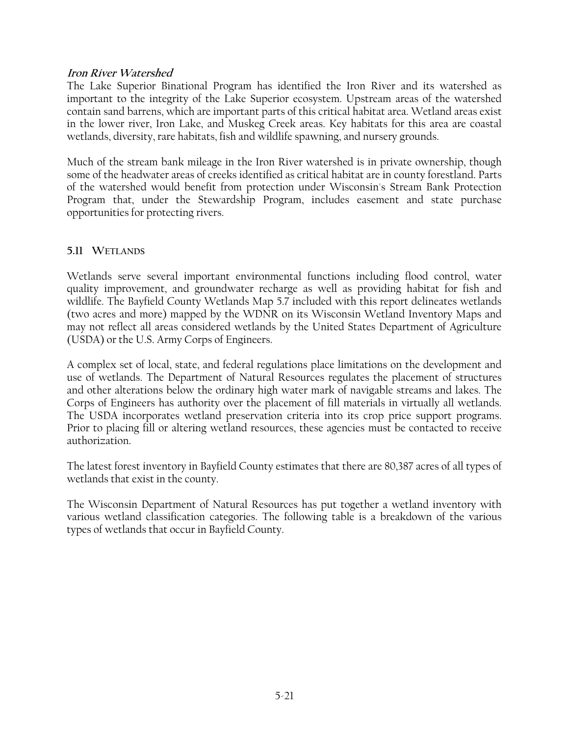***Iron River Watershed***

The Lake Superior Binational Program has identified the Iron River and its watershed as important to the integrity of the Lake Superior ecosystem. Upstream areas of the watershed contain sand barrens, which are important parts of this critical habitat area. Wetland areas exist in the lower river, Iron Lake, and Muskeg Creek areas. Key habitats for this area are coastal wetlands, diversity, rare habitats, fish and wildlife spawning, and nursery grounds.

Much of the stream bank mileage in the Iron River watershed is in private ownership, though some of the headwater areas of creeks identified as critical habitat are in county forestland. Parts of the watershed would benefit from protection under Wisconsin's Stream Bank Protection Program that, under the Stewardship Program, includes easement and state purchase opportunities for protecting rivers.

## 5.11 WETLANDS

Wetlands serve several important environmental functions including flood control, water quality improvement, and groundwater recharge as well as providing habitat for fish and wildlife. The Bayfield County Wetlands Map 5.7 included with this report delineates wetlands (two acres and more) mapped by the WDNR on its Wisconsin Wetland Inventory Maps and may not reflect all areas considered wetlands by the United States Department of Agriculture (USDA) or the U.S. Army Corps of Engineers.

A complex set of local, state, and federal regulations place limitations on the development and use of wetlands. The Department of Natural Resources regulates the placement of structures and other alterations below the ordinary high water mark of navigable streams and lakes. The Corps of Engineers has authority over the placement of fill materials in virtually all wetlands. The USDA incorporates wetland preservation criteria into its crop price support programs. Prior to placing fill or altering wetland resources, these agencies must be contacted to receive authorization.

The latest forest inventory in Bayfield County estimates that there are 80,387 acres of all types of wetlands that exist in the county.

The Wisconsin Department of Natural Resources has put together a wetland inventory with various wetland classification categories. The following table is a breakdown of the various types of wetlands that occur in Bayfield County.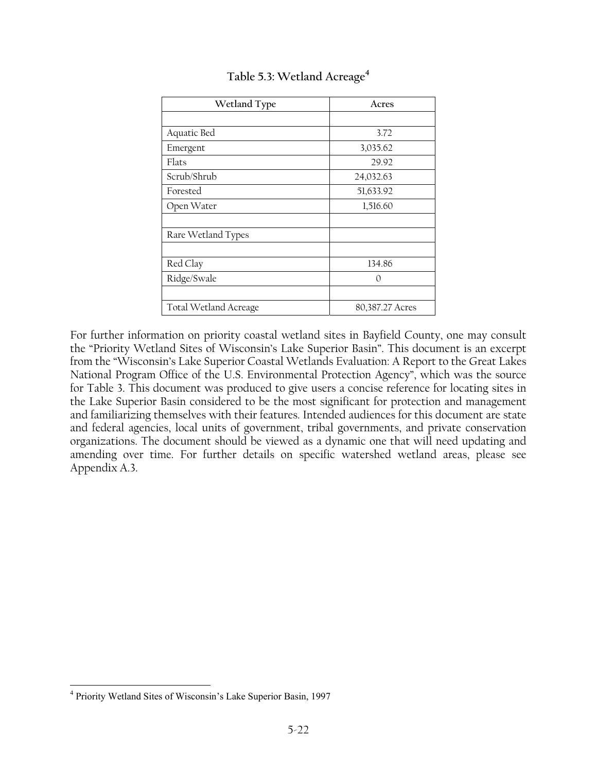### Table 5.3: Wetland Acreage[4]

| Wetland Type | Acres |
|---|---|
| | |
| Aquatic Bed | 3.72 |
| Emergent | 3,035.62 |
| Flats | 29.92 |
| Scrub/Shrub | 24,032.63 |
| Forested | 51,633.92 |
| Open Water | 1,516.60 |
| | |
| Rare Wetland Types | |
| | |
| Red Clay | 134.86 |
| Ridge/Swale | 0 |
| | |
| Total Wetland Acreage | 80,387.27 Acres |

For further information on priority coastal wetland sites in Bayfield County, one may consult the "Priority Wetland Sites of Wisconsin's Lake Superior Basin". This document is an excerpt from the "Wisconsin's Lake Superior Coastal Wetlands Evaluation: A Report to the Great Lakes National Program Office of the U.S. Environmental Protection Agency", which was the source for Table 3. This document was produced to give users a concise reference for locating sites in the Lake Superior Basin considered to be the most significant for protection and management and familiarizing themselves with their features. Intended audiences for this document are state and federal agencies, local units of government, tribal governments, and private conservation organizations. The document should be viewed as a dynamic one that will need updating and amending over time. For further details on specific watershed wetland areas, please see Appendix A.3.

[4] Priority Wetland Sites of Wisconsin's Lake Superior Basin, 1997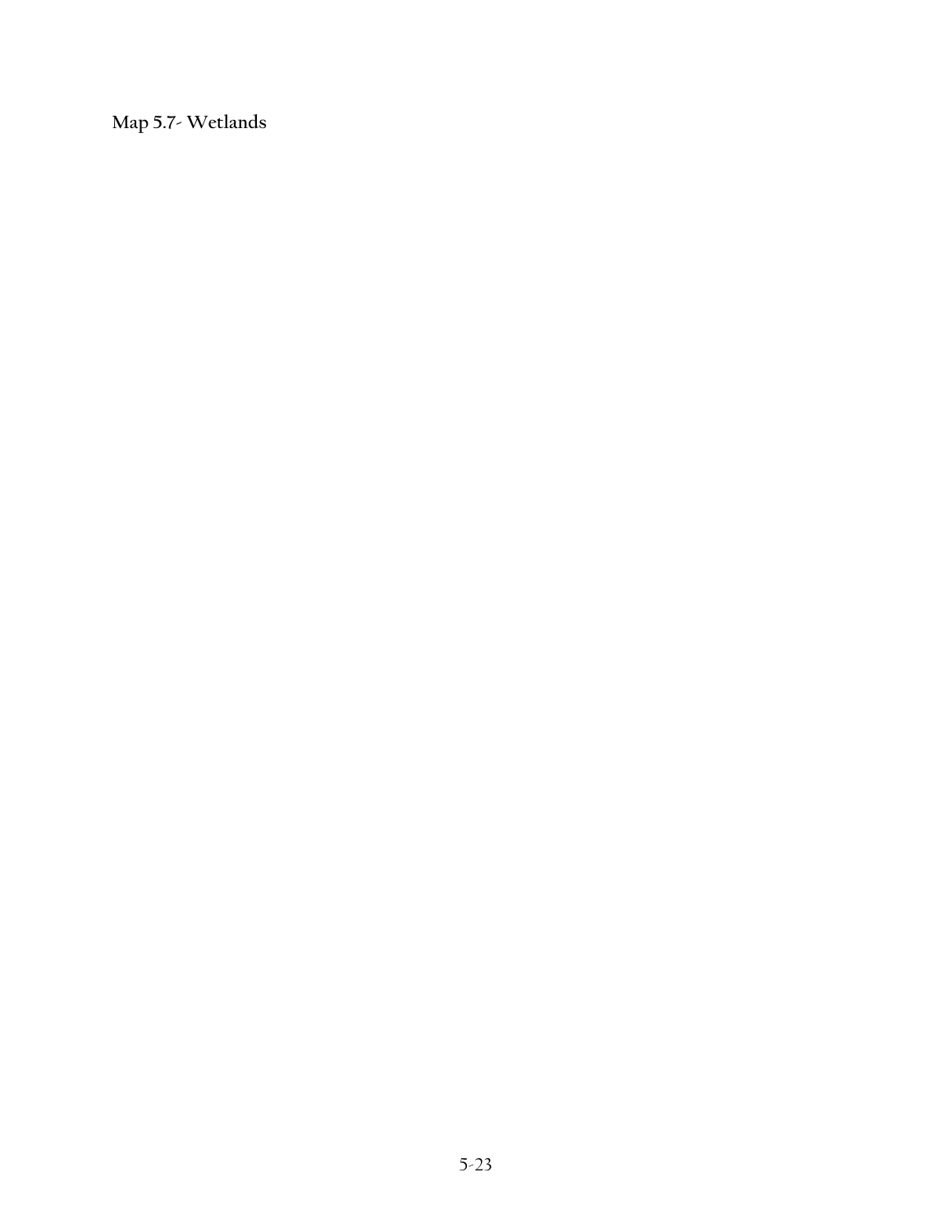**Map 5.7- Wetlands**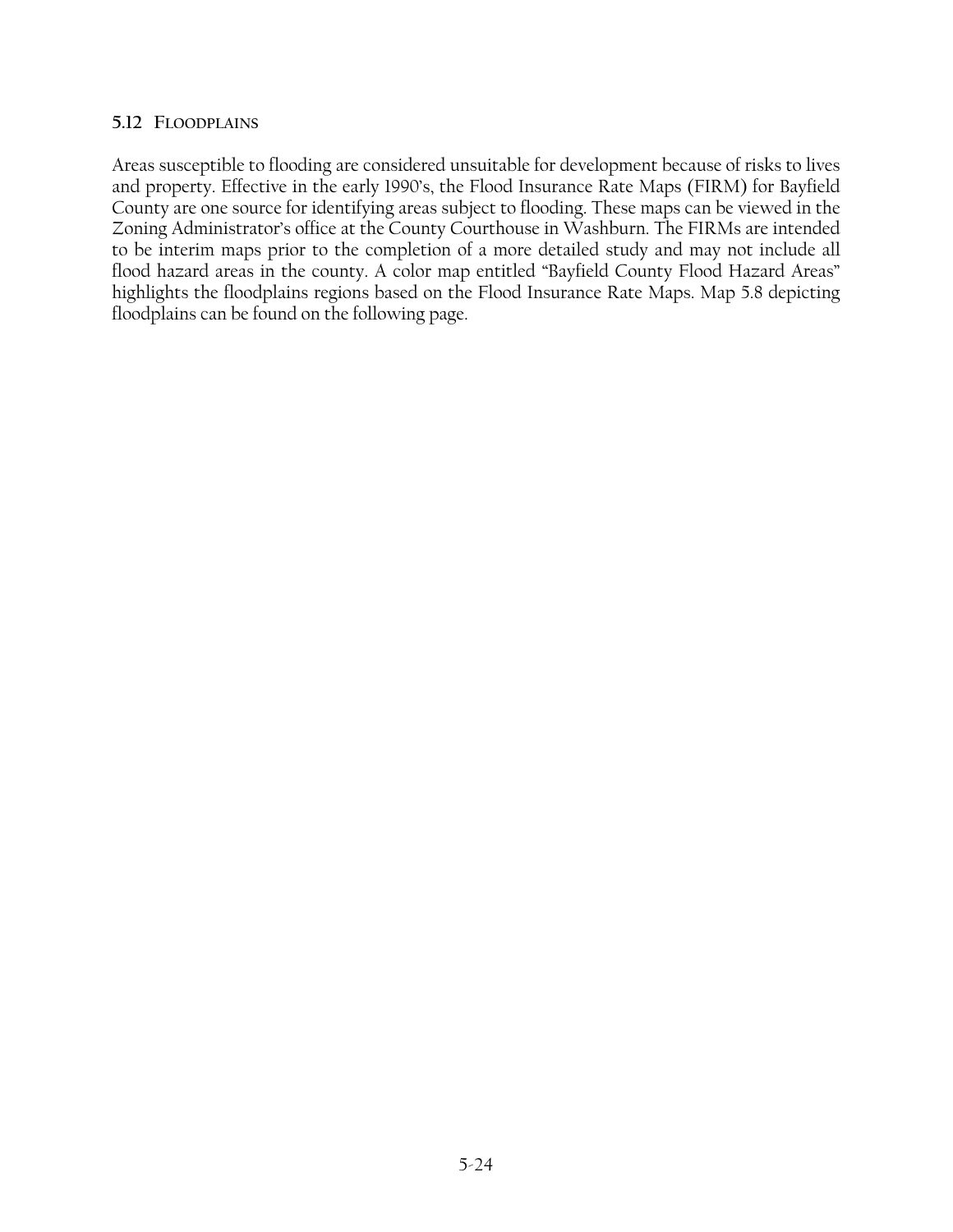### 5.12 FLOODPLAINS

Areas susceptible to flooding are considered unsuitable for development because of risks to lives and property. Effective in the early 1990's, the Flood Insurance Rate Maps (FIRM) for Bayfield County are one source for identifying areas subject to flooding. These maps can be viewed in the Zoning Administrator's office at the County Courthouse in Washburn. The FIRMs are intended to be interim maps prior to the completion of a more detailed study and may not include all flood hazard areas in the county. A color map entitled "Bayfield County Flood Hazard Areas" highlights the floodplains regions based on the Flood Insurance Rate Maps. Map 5.8 depicting floodplains can be found on the following page.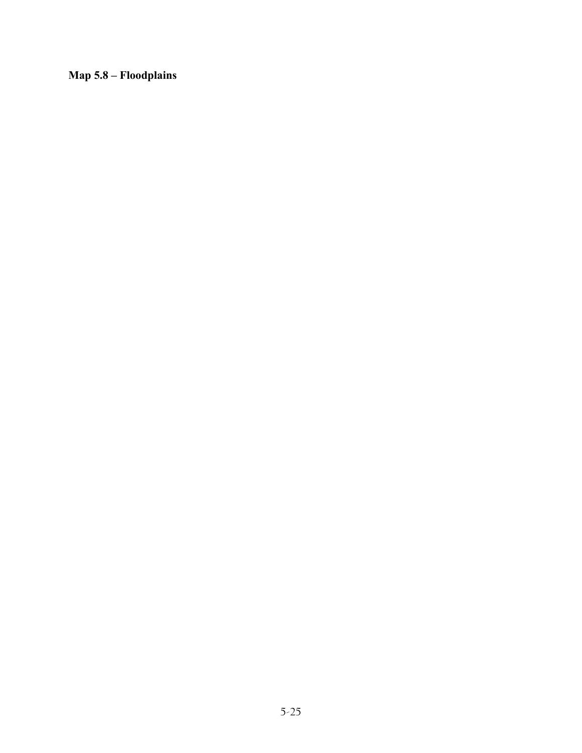**Map 5.8 – Floodplains**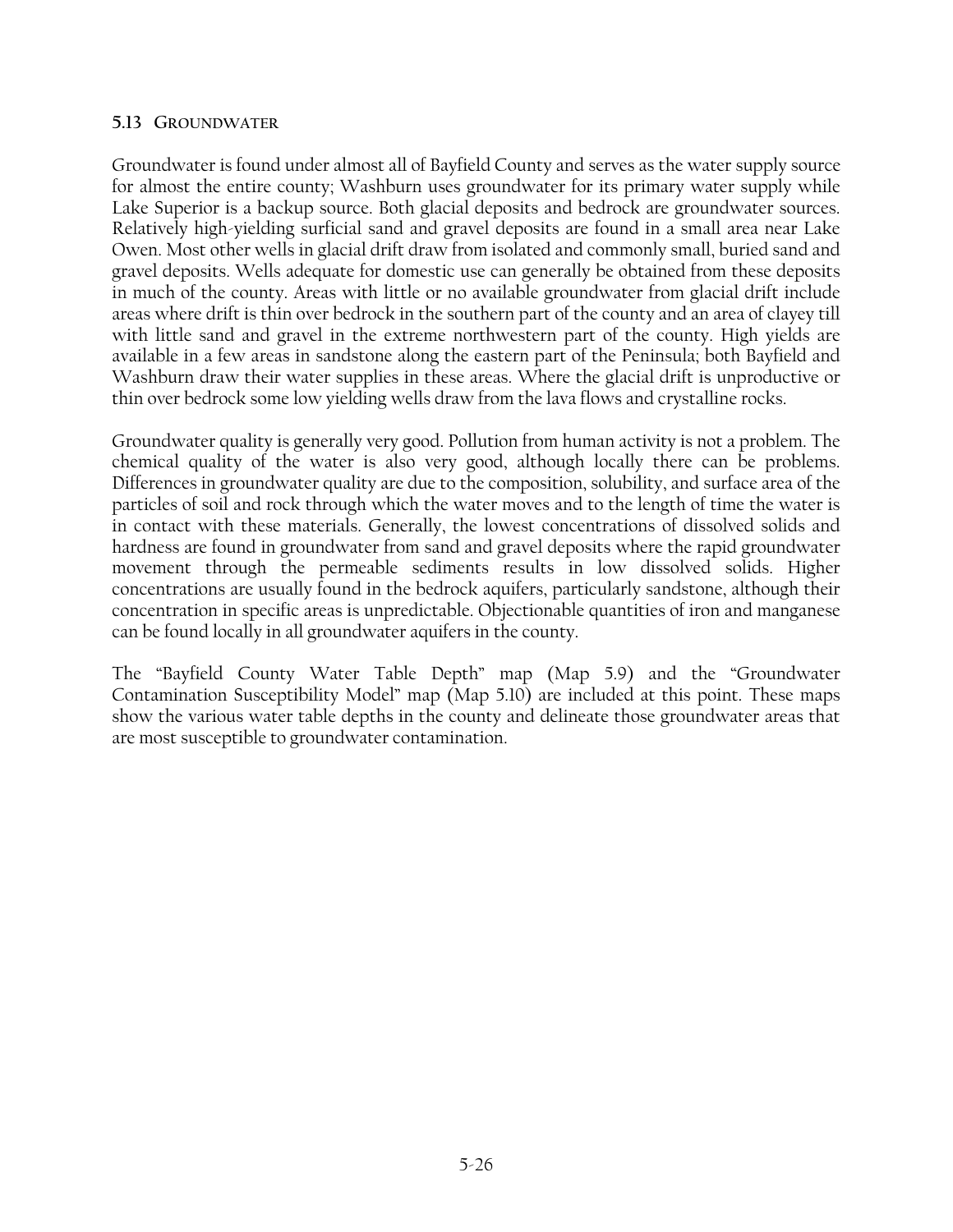### 5.13 GROUNDWATER

Groundwater is found under almost all of Bayfield County and serves as the water supply source for almost the entire county; Washburn uses groundwater for its primary water supply while Lake Superior is a backup source. Both glacial deposits and bedrock are groundwater sources. Relatively high-yielding surficial sand and gravel deposits are found in a small area near Lake Owen. Most other wells in glacial drift draw from isolated and commonly small, buried sand and gravel deposits. Wells adequate for domestic use can generally be obtained from these deposits in much of the county. Areas with little or no available groundwater from glacial drift include areas where drift is thin over bedrock in the southern part of the county and an area of clayey till with little sand and gravel in the extreme northwestern part of the county. High yields are available in a few areas in sandstone along the eastern part of the Peninsula; both Bayfield and Washburn draw their water supplies in these areas. Where the glacial drift is unproductive or thin over bedrock some low yielding wells draw from the lava flows and crystalline rocks.

Groundwater quality is generally very good. Pollution from human activity is not a problem. The chemical quality of the water is also very good, although locally there can be problems. Differences in groundwater quality are due to the composition, solubility, and surface area of the particles of soil and rock through which the water moves and to the length of time the water is in contact with these materials. Generally, the lowest concentrations of dissolved solids and hardness are found in groundwater from sand and gravel deposits where the rapid groundwater movement through the permeable sediments results in low dissolved solids. Higher concentrations are usually found in the bedrock aquifers, particularly sandstone, although their concentration in specific areas is unpredictable. Objectionable quantities of iron and manganese can be found locally in all groundwater aquifers in the county.

The "Bayfield County Water Table Depth" map (Map 5.9) and the "Groundwater Contamination Susceptibility Model" map (Map 5.10) are included at this point. These maps show the various water table depths in the county and delineate those groundwater areas that are most susceptible to groundwater contamination.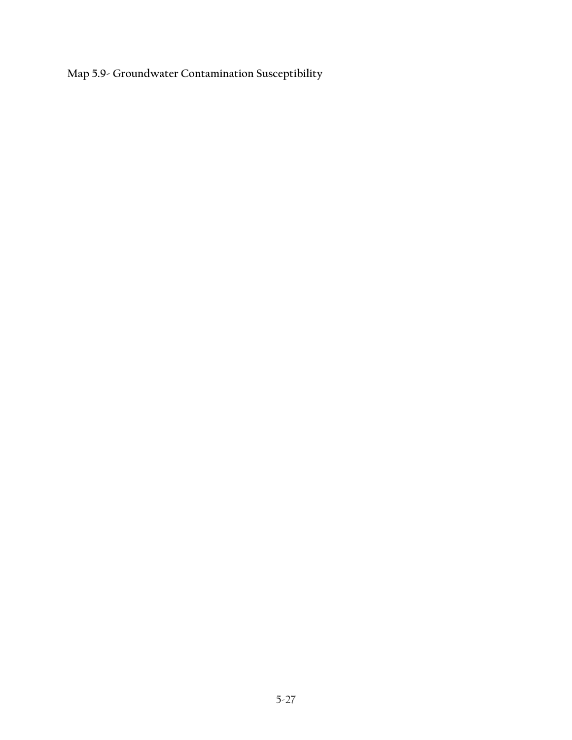**Map 5.9- Groundwater Contamination Susceptibility**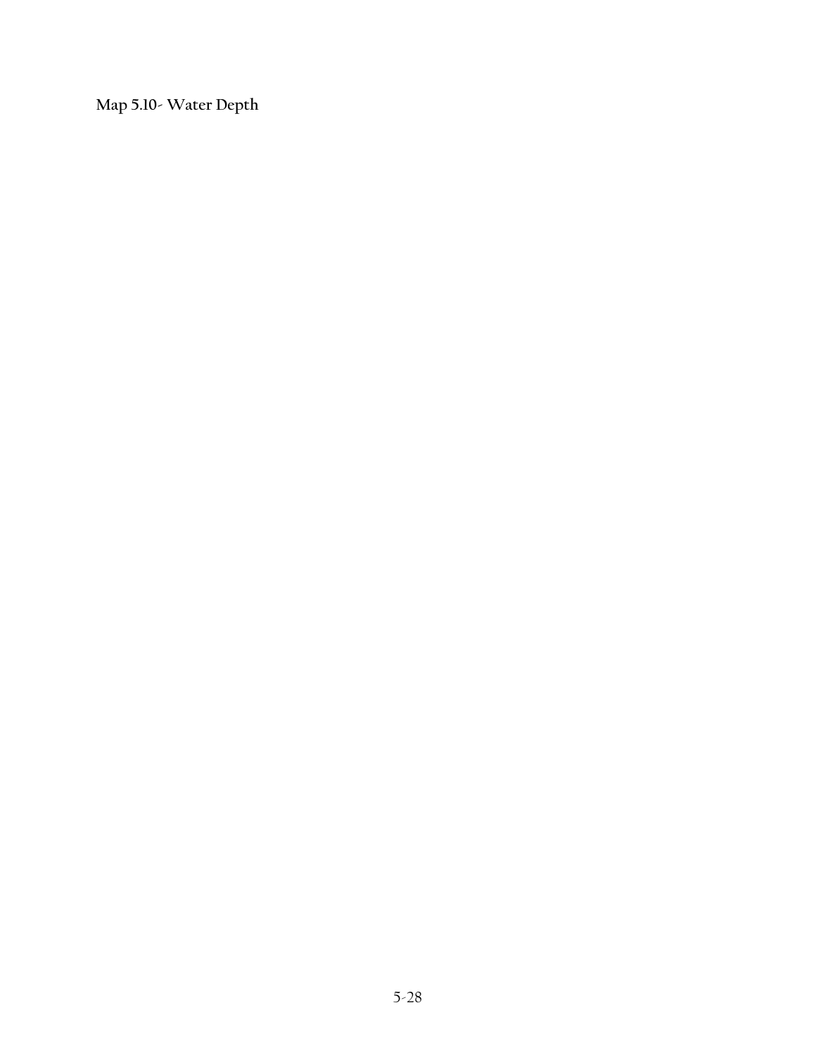**Map 5.10- Water Depth**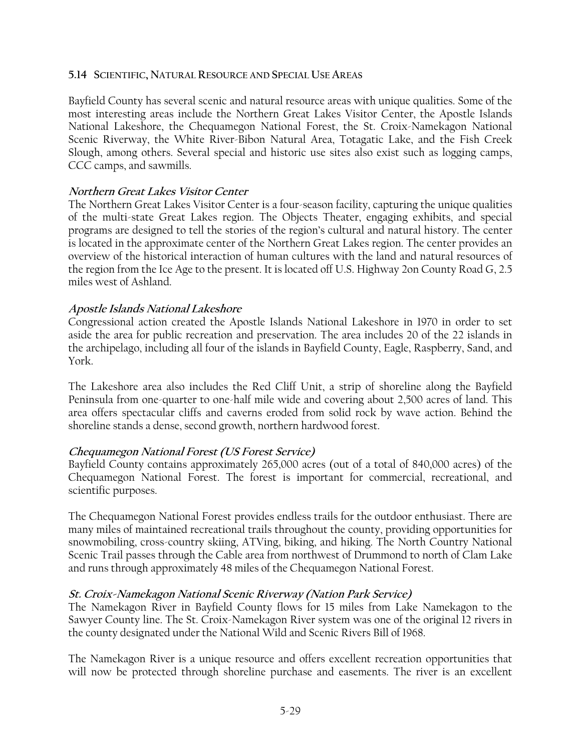## 5.14 Scientific, Natural Resource and Special Use Areas

Bayfield County has several scenic and natural resource areas with unique qualities. Some of the most interesting areas include the Northern Great Lakes Visitor Center, the Apostle Islands National Lakeshore, the Chequamegon National Forest, the St. Croix-Namekagon National Scenic Riverway, the White River-Bibon Natural Area, Totagatic Lake, and the Fish Creek Slough, among others. Several special and historic use sites also exist such as logging camps, CCC camps, and sawmills.

### *Northern Great Lakes Visitor Center*

The Northern Great Lakes Visitor Center is a four-season facility, capturing the unique qualities of the multi-state Great Lakes region. The Objects Theater, engaging exhibits, and special programs are designed to tell the stories of the region's cultural and natural history. The center is located in the approximate center of the Northern Great Lakes region. The center provides an overview of the historical interaction of human cultures with the land and natural resources of the region from the Ice Age to the present. It is located off U.S. Highway 2on County Road G, 2.5 miles west of Ashland.

### *Apostle Islands National Lakeshore*

Congressional action created the Apostle Islands National Lakeshore in 1970 in order to set aside the area for public recreation and preservation. The area includes 20 of the 22 islands in the archipelago, including all four of the islands in Bayfield County, Eagle, Raspberry, Sand, and York.

The Lakeshore area also includes the Red Cliff Unit, a strip of shoreline along the Bayfield Peninsula from one-quarter to one-half mile wide and covering about 2,500 acres of land. This area offers spectacular cliffs and caverns eroded from solid rock by wave action. Behind the shoreline stands a dense, second growth, northern hardwood forest.

### *Chequamegon National Forest (US Forest Service)*

Bayfield County contains approximately 265,000 acres (out of a total of 840,000 acres) of the Chequamegon National Forest. The forest is important for commercial, recreational, and scientific purposes.

The Chequamegon National Forest provides endless trails for the outdoor enthusiast. There are many miles of maintained recreational trails throughout the county, providing opportunities for snowmobiling, cross-country skiing, ATVing, biking, and hiking. The North Country National Scenic Trail passes through the Cable area from northwest of Drummond to north of Clam Lake and runs through approximately 48 miles of the Chequamegon National Forest.

### *St. Croix-Namekagon National Scenic Riverway (Nation Park Service)*

The Namekagon River in Bayfield County flows for 15 miles from Lake Namekagon to the Sawyer County line. The St. Croix-Namekagon River system was one of the original 12 rivers in the county designated under the National Wild and Scenic Rivers Bill of 1968.

The Namekagon River is a unique resource and offers excellent recreation opportunities that will now be protected through shoreline purchase and easements. The river is an excellent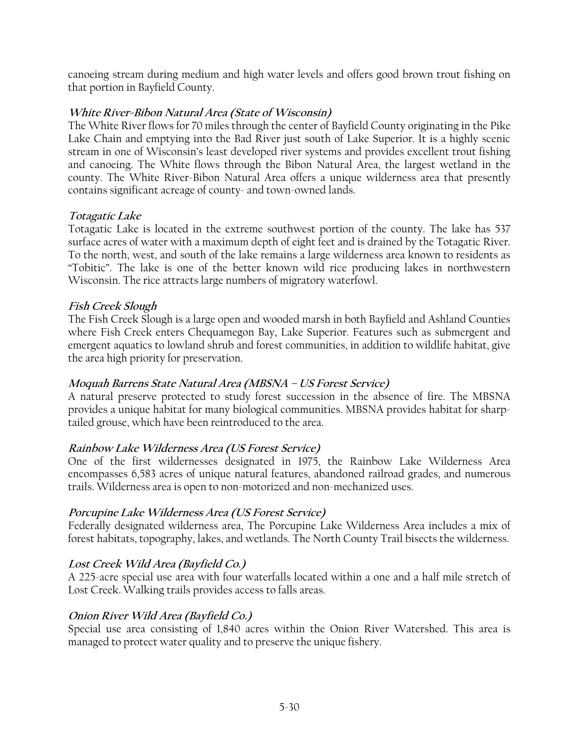canoeing stream during medium and high water levels and offers good brown trout fishing on that portion in Bayfield County.

### *White River-Bibon Natural Area (State of Wisconsin)*

The White River flows for 70 miles through the center of Bayfield County originating in the Pike Lake Chain and emptying into the Bad River just south of Lake Superior. It is a highly scenic stream in one of Wisconsin's least developed river systems and provides excellent trout fishing and canoeing. The White flows through the Bibon Natural Area, the largest wetland in the county. The White River-Bibon Natural Area offers a unique wilderness area that presently contains significant acreage of county- and town-owned lands.

### *Totagatic Lake*

Totagatic Lake is located in the extreme southwest portion of the county. The lake has 537 surface acres of water with a maximum depth of eight feet and is drained by the Totagatic River. To the north, west, and south of the lake remains a large wilderness area known to residents as "Tobitic". The lake is one of the better known wild rice producing lakes in northwestern Wisconsin. The rice attracts large numbers of migratory waterfowl.

### *Fish Creek Slough*

The Fish Creek Slough is a large open and wooded marsh in both Bayfield and Ashland Counties where Fish Creek enters Chequamegon Bay, Lake Superior. Features such as submergent and emergent aquatics to lowland shrub and forest communities, in addition to wildlife habitat, give the area high priority for preservation.

### *Moquah Barrens State Natural Area (MBSNA – US Forest Service)*

A natural preserve protected to study forest succession in the absence of fire. The MBSNA provides a unique habitat for many biological communities. MBSNA provides habitat for sharp-tailed grouse, which have been reintroduced to the area.

### *Rainbow Lake Wilderness Area (US Forest Service)*

One of the first wildernesses designated in 1975, the Rainbow Lake Wilderness Area encompasses 6,583 acres of unique natural features, abandoned railroad grades, and numerous trails. Wilderness area is open to non-motorized and non-mechanized uses.

### *Porcupine Lake Wilderness Area (US Forest Service)*

Federally designated wilderness area, The Porcupine Lake Wilderness Area includes a mix of forest habitats, topography, lakes, and wetlands. The North County Trail bisects the wilderness.

### *Lost Creek Wild Area (Bayfield Co.)*

A 225-acre special use area with four waterfalls located within a one and a half mile stretch of Lost Creek. Walking trails provides access to falls areas.

### *Onion River Wild Area (Bayfield Co.)*

Special use area consisting of 1,840 acres within the Onion River Watershed. This area is managed to protect water quality and to preserve the unique fishery.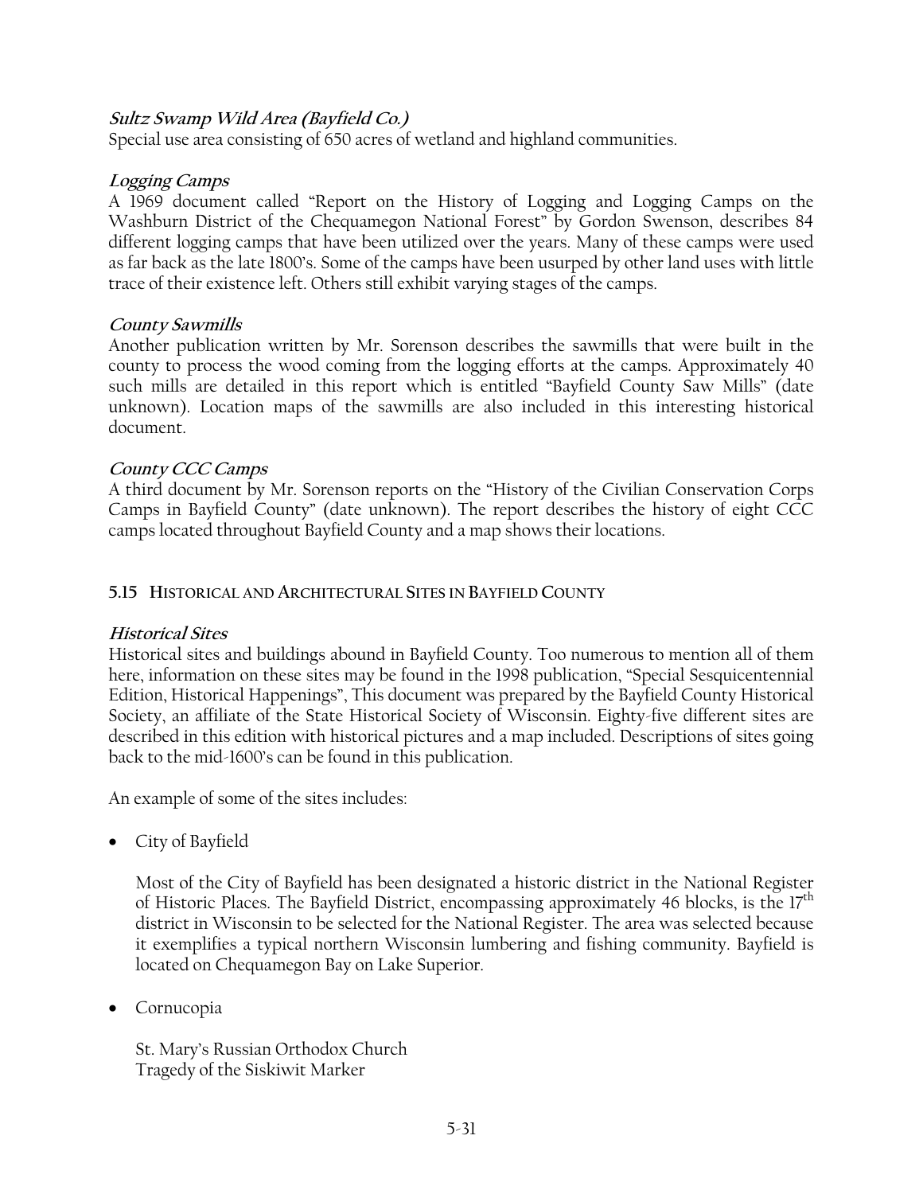***Sultz Swamp Wild Area (Bayfield Co.)***

Special use area consisting of 650 acres of wetland and highland communities.

***Logging Camps***

A 1969 document called "Report on the History of Logging and Logging Camps on the Washburn District of the Chequamegon National Forest" by Gordon Swenson, describes 84 different logging camps that have been utilized over the years. Many of these camps were used as far back as the late 1800's. Some of the camps have been usurped by other land uses with little trace of their existence left. Others still exhibit varying stages of the camps.

***County Sawmills***

Another publication written by Mr. Sorenson describes the sawmills that were built in the county to process the wood coming from the logging efforts at the camps. Approximately 40 such mills are detailed in this report which is entitled "Bayfield County Saw Mills" (date unknown). Location maps of the sawmills are also included in this interesting historical document.

***County CCC Camps***

A third document by Mr. Sorenson reports on the "History of the Civilian Conservation Corps Camps in Bayfield County" (date unknown). The report describes the history of eight CCC camps located throughout Bayfield County and a map shows their locations.

## 5.15 Historical and Architectural Sites in Bayfield County

***Historical Sites***

Historical sites and buildings abound in Bayfield County. Too numerous to mention all of them here, information on these sites may be found in the 1998 publication, "Special Sesquicentennial Edition, Historical Happenings", This document was prepared by the Bayfield County Historical Society, an affiliate of the State Historical Society of Wisconsin. Eighty-five different sites are described in this edition with historical pictures and a map included. Descriptions of sites going back to the mid-1600's can be found in this publication.

An example of some of the sites includes:

- City of Bayfield

  Most of the City of Bayfield has been designated a historic district in the National Register of Historic Places. The Bayfield District, encompassing approximately 46 blocks, is the 17th district in Wisconsin to be selected for the National Register. The area was selected because it exemplifies a typical northern Wisconsin lumbering and fishing community. Bayfield is located on Chequamegon Bay on Lake Superior.

- Cornucopia

  St. Mary's Russian Orthodox Church
  Tragedy of the Siskiwit Marker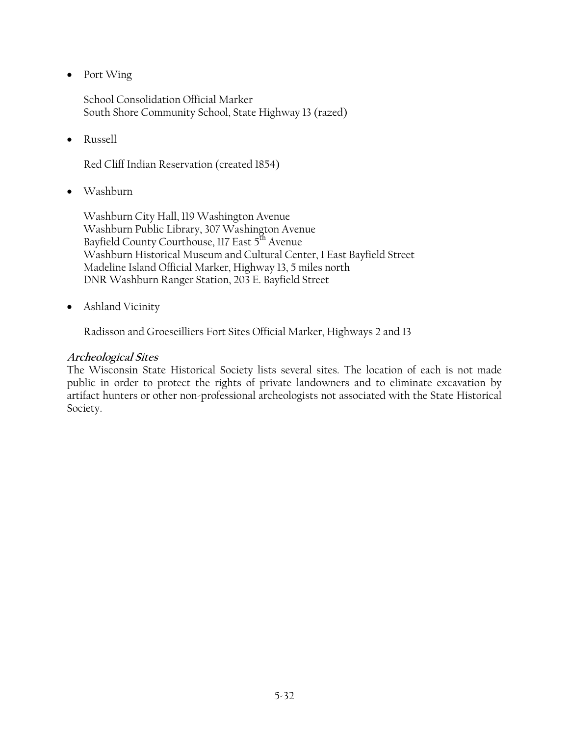- Port Wing

  School Consolidation Official Marker
  South Shore Community School, State Highway 13 (razed)

- Russell

  Red Cliff Indian Reservation (created 1854)

- Washburn

  Washburn City Hall, 119 Washington Avenue
  Washburn Public Library, 307 Washington Avenue
  Bayfield County Courthouse, 117 East 5th Avenue
  Washburn Historical Museum and Cultural Center, 1 East Bayfield Street
  Madeline Island Official Marker, Highway 13, 5 miles north
  DNR Washburn Ranger Station, 203 E. Bayfield Street

- Ashland Vicinity

  Radisson and Groeseilliers Fort Sites Official Marker, Highways 2 and 13

***Archeological Sites***

The Wisconsin State Historical Society lists several sites. The location of each is not made public in order to protect the rights of private landowners and to eliminate excavation by artifact hunters or other non-professional archeologists not associated with the State Historical Society.